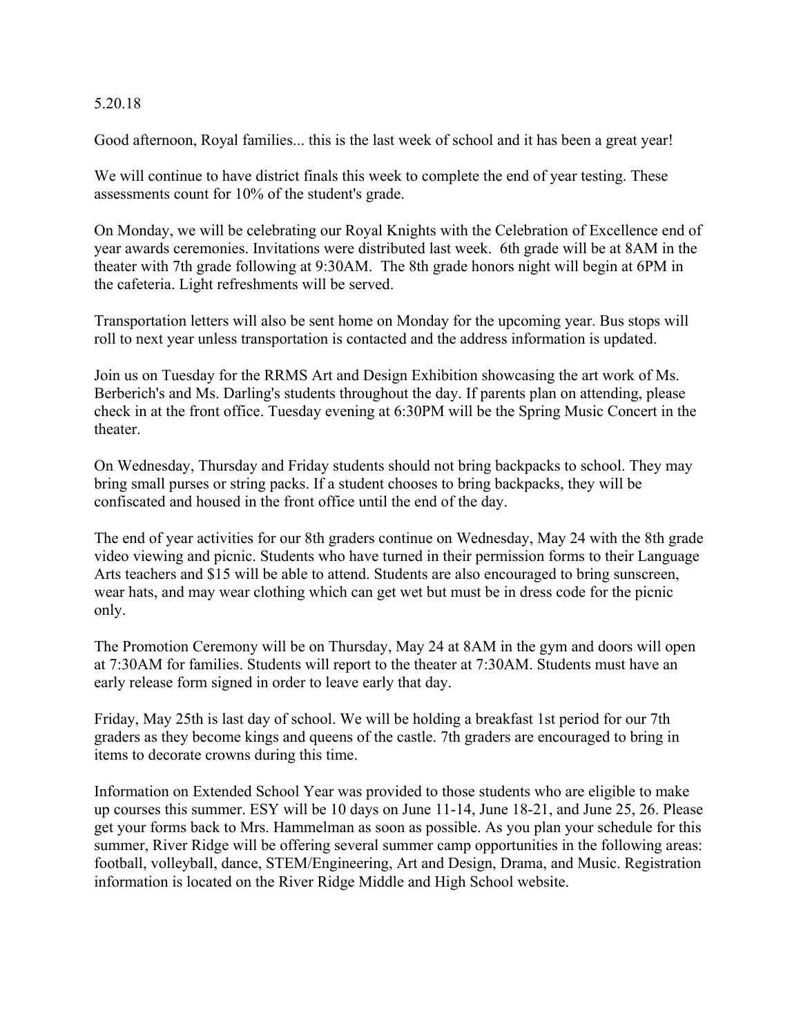5.20.18

Good afternoon, Royal families... this is the last week of school and it has been a great year!

We will continue to have district finals this week to complete the end of year testing. These assessments count for 10% of the student's grade.

On Monday, we will be celebrating our Royal Knights with the Celebration of Excellence end of year awards ceremonies. Invitations were distributed last week. 6th grade will be at 8AM in the theater with 7th grade following at 9:30AM. The 8th grade honors night will begin at 6PM in the cafeteria. Light refreshments will be served.

Transportation letters will also be sent home on Monday for the upcoming year. Bus stops will roll to next year unless transportation is contacted and the address information is updated.

Join us on Tuesday for the RRMS Art and Design Exhibition showcasing the art work of Ms. Berberich's and Ms. Darling's students throughout the day. If parents plan on attending, please check in at the front office. Tuesday evening at 6:30PM will be the Spring Music Concert in the theater.

On Wednesday, Thursday and Friday students should not bring backpacks to school. They may bring small purses or string packs. If a student chooses to bring backpacks, they will be confiscated and housed in the front office until the end of the day.

The end of year activities for our 8th graders continue on Wednesday, May 24 with the 8th grade video viewing and picnic. Students who have turned in their permission forms to their Language Arts teachers and $15 will be able to attend. Students are also encouraged to bring sunscreen, wear hats, and may wear clothing which can get wet but must be in dress code for the picnic only.

The Promotion Ceremony will be on Thursday, May 24 at 8AM in the gym and doors will open at 7:30AM for families. Students will report to the theater at 7:30AM. Students must have an early release form signed in order to leave early that day.

Friday, May 25th is last day of school. We will be holding a breakfast 1st period for our 7th graders as they become kings and queens of the castle. 7th graders are encouraged to bring in items to decorate crowns during this time.

Information on Extended School Year was provided to those students who are eligible to make up courses this summer. ESY will be 10 days on June 11-14, June 18-21, and June 25, 26. Please get your forms back to Mrs. Hammelman as soon as possible. As you plan your schedule for this summer, River Ridge will be offering several summer camp opportunities in the following areas: football, volleyball, dance, STEM/Engineering, Art and Design, Drama, and Music. Registration information is located on the River Ridge Middle and High School website.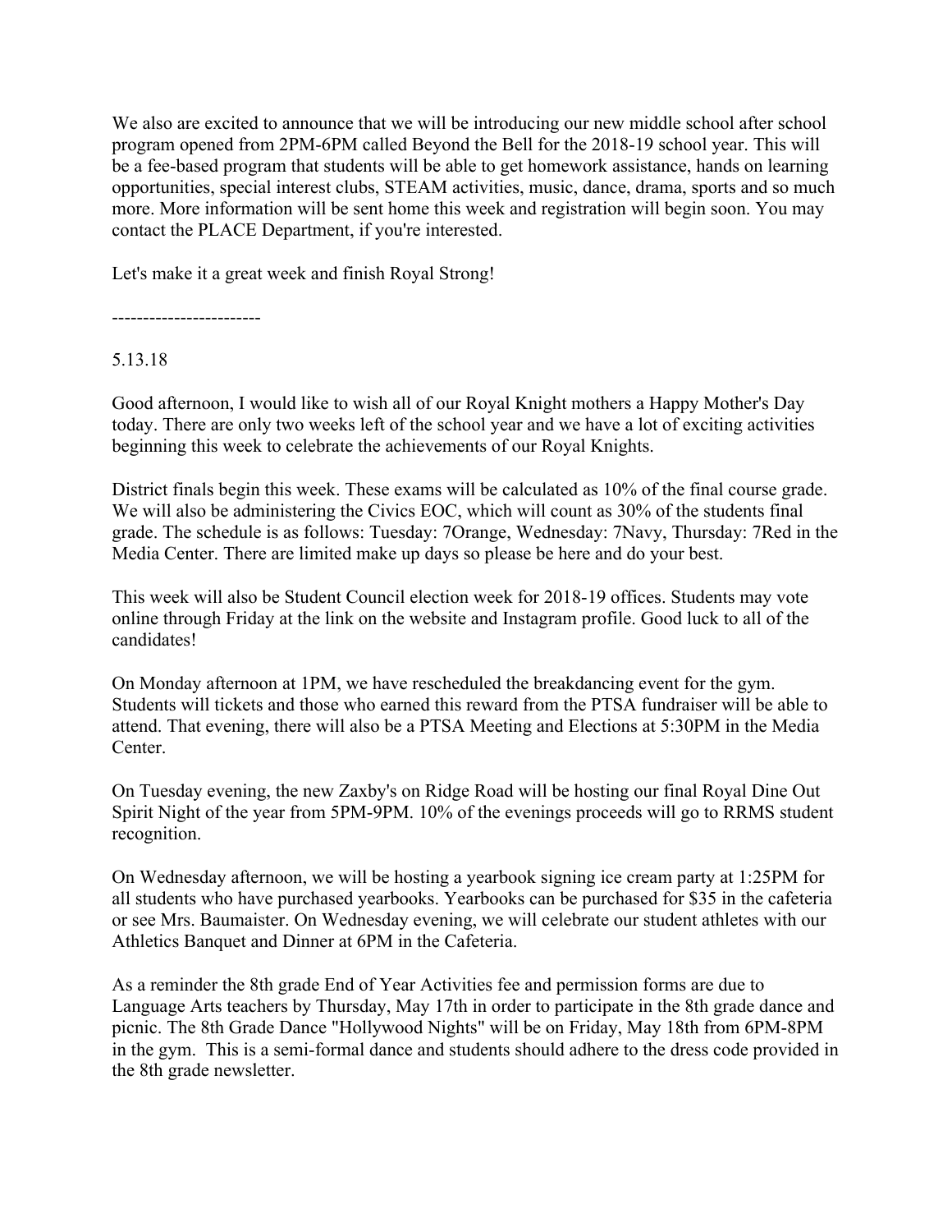We also are excited to announce that we will be introducing our new middle school after school program opened from 2PM-6PM called Beyond the Bell for the 2018-19 school year. This will be a fee-based program that students will be able to get homework assistance, hands on learning opportunities, special interest clubs, STEAM activities, music, dance, drama, sports and so much more. More information will be sent home this week and registration will begin soon. You may contact the PLACE Department, if you're interested.

Let's make it a great week and finish Royal Strong!

------------------------

5.13.18

Good afternoon, I would like to wish all of our Royal Knight mothers a Happy Mother's Day today. There are only two weeks left of the school year and we have a lot of exciting activities beginning this week to celebrate the achievements of our Royal Knights.

District finals begin this week. These exams will be calculated as 10% of the final course grade. We will also be administering the Civics EOC, which will count as 30% of the students final grade. The schedule is as follows: Tuesday: 7Orange, Wednesday: 7Navy, Thursday: 7Red in the Media Center. There are limited make up days so please be here and do your best.

This week will also be Student Council election week for 2018-19 offices. Students may vote online through Friday at the link on the website and Instagram profile. Good luck to all of the candidates!

On Monday afternoon at 1PM, we have rescheduled the breakdancing event for the gym. Students will tickets and those who earned this reward from the PTSA fundraiser will be able to attend. That evening, there will also be a PTSA Meeting and Elections at 5:30PM in the Media Center.

On Tuesday evening, the new Zaxby's on Ridge Road will be hosting our final Royal Dine Out Spirit Night of the year from 5PM-9PM. 10% of the evenings proceeds will go to RRMS student recognition.

On Wednesday afternoon, we will be hosting a yearbook signing ice cream party at 1:25PM for all students who have purchased yearbooks. Yearbooks can be purchased for $35 in the cafeteria or see Mrs. Baumaister. On Wednesday evening, we will celebrate our student athletes with our Athletics Banquet and Dinner at 6PM in the Cafeteria.

As a reminder the 8th grade End of Year Activities fee and permission forms are due to Language Arts teachers by Thursday, May 17th in order to participate in the 8th grade dance and picnic. The 8th Grade Dance "Hollywood Nights" will be on Friday, May 18th from 6PM-8PM in the gym. This is a semi-formal dance and students should adhere to the dress code provided in the 8th grade newsletter.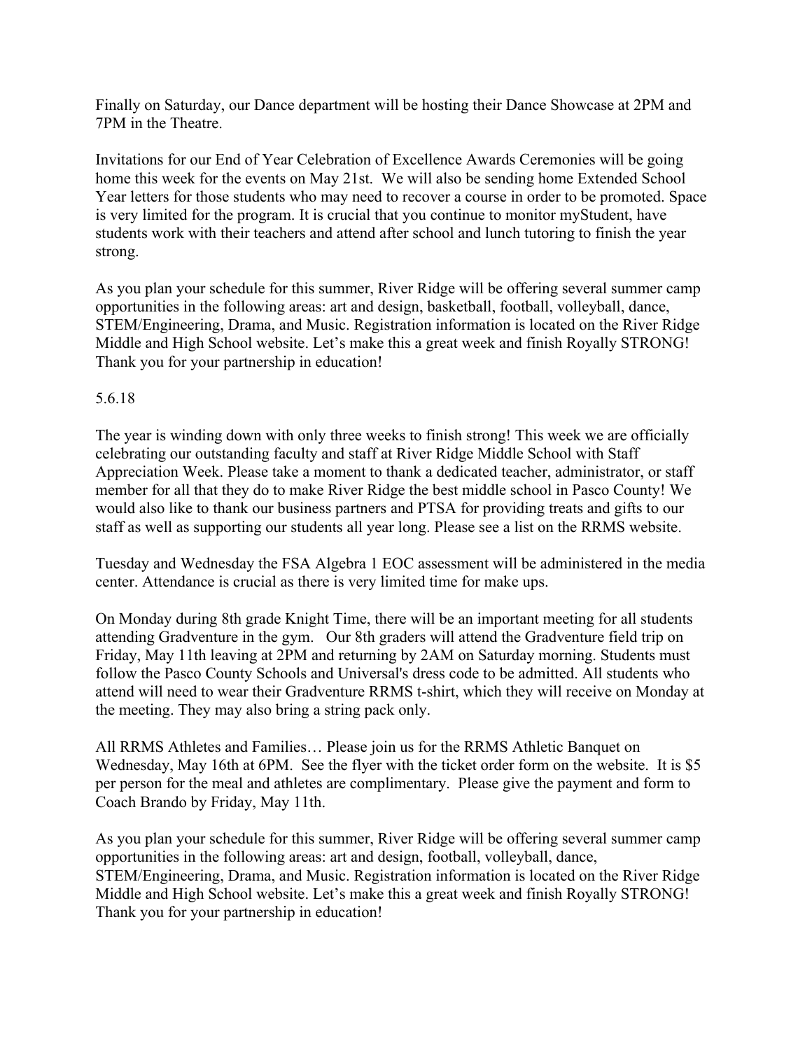Finally on Saturday, our Dance department will be hosting their Dance Showcase at 2PM and 7PM in the Theatre.

Invitations for our End of Year Celebration of Excellence Awards Ceremonies will be going home this week for the events on May 21st. We will also be sending home Extended School Year letters for those students who may need to recover a course in order to be promoted. Space is very limited for the program. It is crucial that you continue to monitor myStudent, have students work with their teachers and attend after school and lunch tutoring to finish the year strong.

As you plan your schedule for this summer, River Ridge will be offering several summer camp opportunities in the following areas: art and design, basketball, football, volleyball, dance, STEM/Engineering, Drama, and Music. Registration information is located on the River Ridge Middle and High School website. Let's make this a great week and finish Royally STRONG! Thank you for your partnership in education!

5.6.18

The year is winding down with only three weeks to finish strong! This week we are officially celebrating our outstanding faculty and staff at River Ridge Middle School with Staff Appreciation Week. Please take a moment to thank a dedicated teacher, administrator, or staff member for all that they do to make River Ridge the best middle school in Pasco County! We would also like to thank our business partners and PTSA for providing treats and gifts to our staff as well as supporting our students all year long. Please see a list on the RRMS website.

Tuesday and Wednesday the FSA Algebra 1 EOC assessment will be administered in the media center. Attendance is crucial as there is very limited time for make ups.

On Monday during 8th grade Knight Time, there will be an important meeting for all students attending Gradventure in the gym. Our 8th graders will attend the Gradventure field trip on Friday, May 11th leaving at 2PM and returning by 2AM on Saturday morning. Students must follow the Pasco County Schools and Universal's dress code to be admitted. All students who attend will need to wear their Gradventure RRMS t-shirt, which they will receive on Monday at the meeting. They may also bring a string pack only.

All RRMS Athletes and Families… Please join us for the RRMS Athletic Banquet on Wednesday, May 16th at 6PM. See the flyer with the ticket order form on the website. It is $5 per person for the meal and athletes are complimentary. Please give the payment and form to Coach Brando by Friday, May 11th.

As you plan your schedule for this summer, River Ridge will be offering several summer camp opportunities in the following areas: art and design, football, volleyball, dance, STEM/Engineering, Drama, and Music. Registration information is located on the River Ridge Middle and High School website. Let's make this a great week and finish Royally STRONG! Thank you for your partnership in education!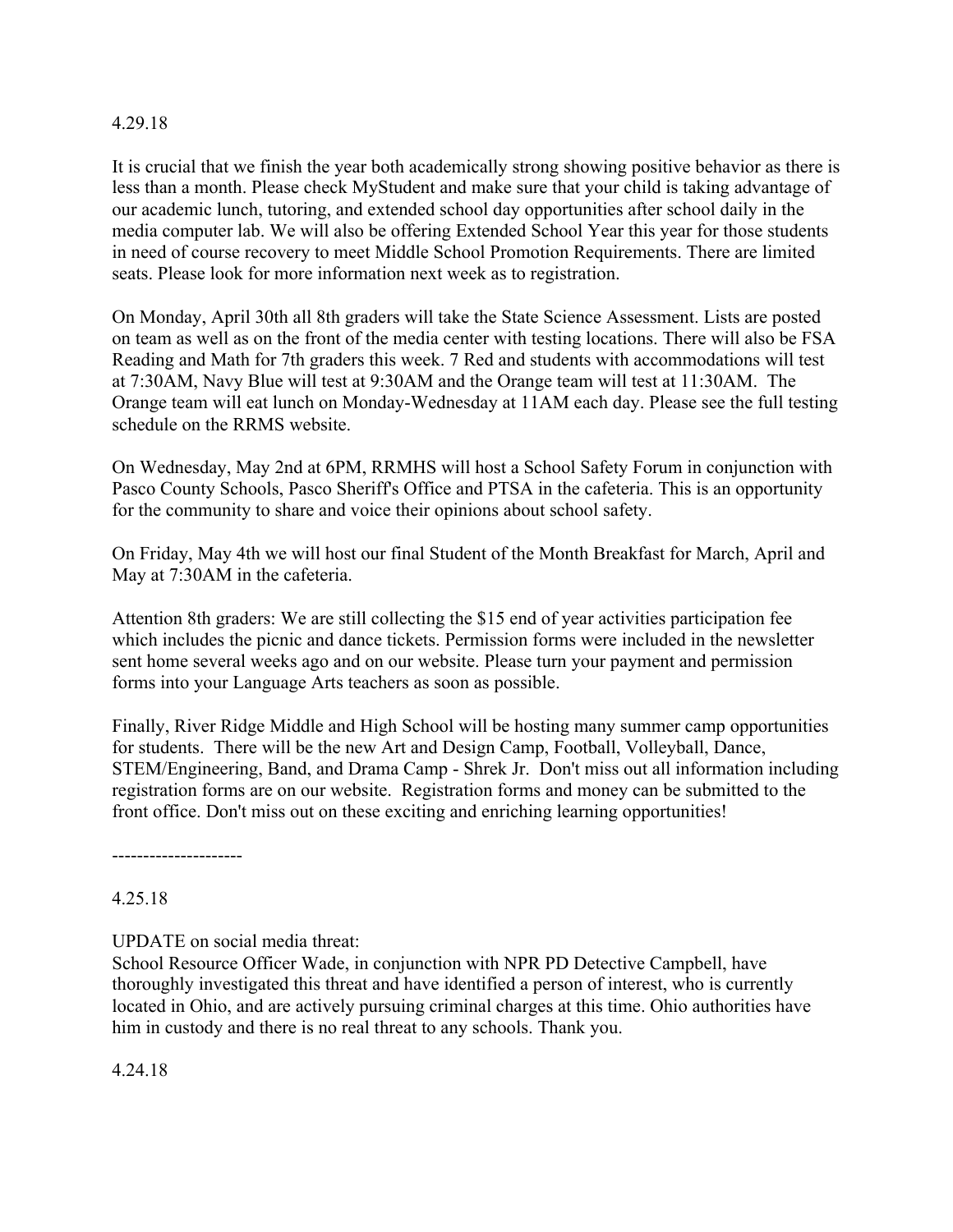4.29.18

It is crucial that we finish the year both academically strong showing positive behavior as there is less than a month. Please check MyStudent and make sure that your child is taking advantage of our academic lunch, tutoring, and extended school day opportunities after school daily in the media computer lab. We will also be offering Extended School Year this year for those students in need of course recovery to meet Middle School Promotion Requirements. There are limited seats. Please look for more information next week as to registration.

On Monday, April 30th all 8th graders will take the State Science Assessment. Lists are posted on team as well as on the front of the media center with testing locations. There will also be FSA Reading and Math for 7th graders this week. 7 Red and students with accommodations will test at 7:30AM, Navy Blue will test at 9:30AM and the Orange team will test at 11:30AM. The Orange team will eat lunch on Monday-Wednesday at 11AM each day. Please see the full testing schedule on the RRMS website.

On Wednesday, May 2nd at 6PM, RRMHS will host a School Safety Forum in conjunction with Pasco County Schools, Pasco Sheriff's Office and PTSA in the cafeteria. This is an opportunity for the community to share and voice their opinions about school safety.

On Friday, May 4th we will host our final Student of the Month Breakfast for March, April and May at 7:30AM in the cafeteria.

Attention 8th graders: We are still collecting the $15 end of year activities participation fee which includes the picnic and dance tickets. Permission forms were included in the newsletter sent home several weeks ago and on our website. Please turn your payment and permission forms into your Language Arts teachers as soon as possible.

Finally, River Ridge Middle and High School will be hosting many summer camp opportunities for students. There will be the new Art and Design Camp, Football, Volleyball, Dance, STEM/Engineering, Band, and Drama Camp - Shrek Jr. Don't miss out all information including registration forms are on our website. Registration forms and money can be submitted to the front office. Don't miss out on these exciting and enriching learning opportunities!

---------------------

4.25.18

UPDATE on social media threat:
School Resource Officer Wade, in conjunction with NPR PD Detective Campbell, have thoroughly investigated this threat and have identified a person of interest, who is currently located in Ohio, and are actively pursuing criminal charges at this time. Ohio authorities have him in custody and there is no real threat to any schools. Thank you.

4.24.18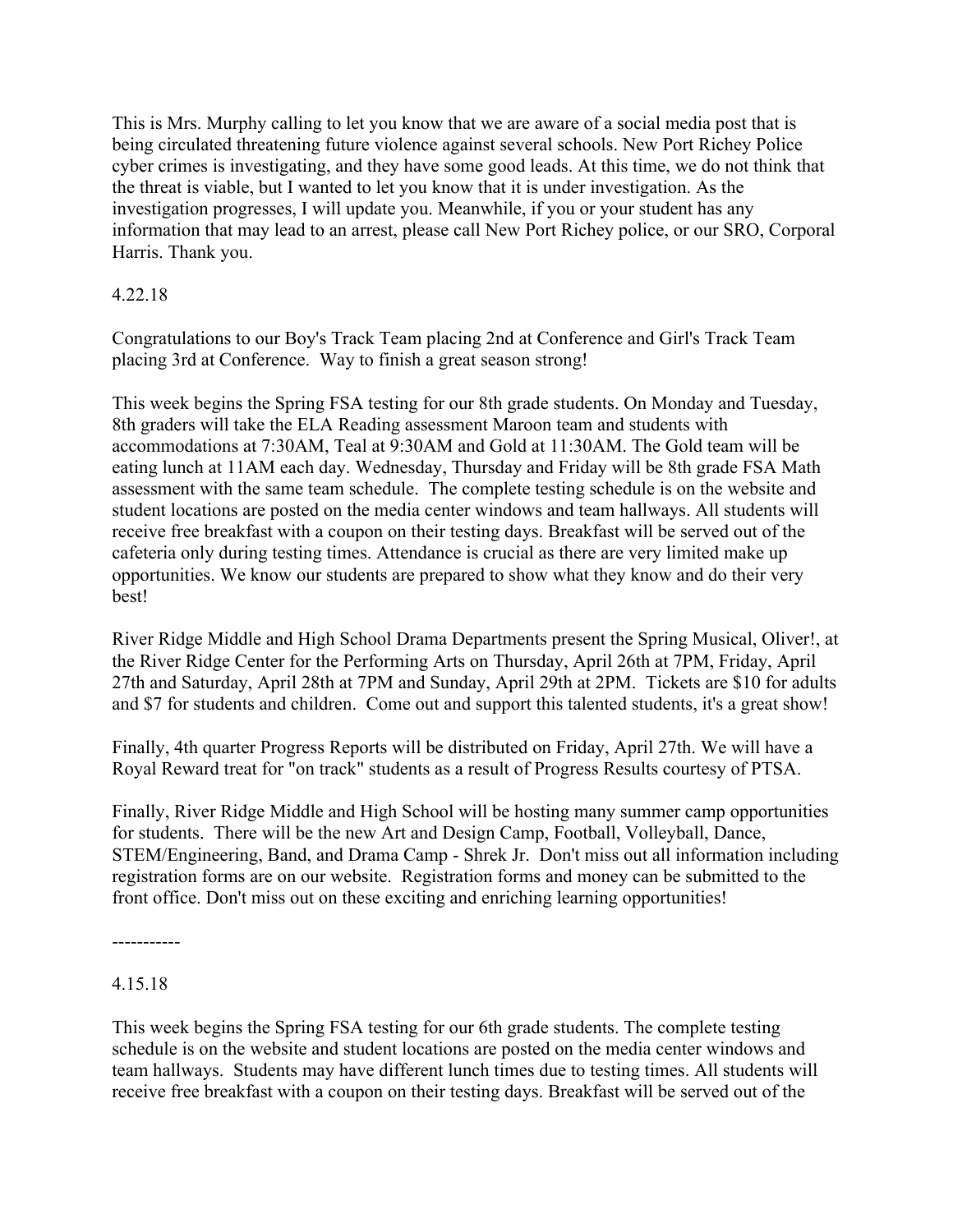This is Mrs. Murphy calling to let you know that we are aware of a social media post that is being circulated threatening future violence against several schools. New Port Richey Police cyber crimes is investigating, and they have some good leads. At this time, we do not think that the threat is viable, but I wanted to let you know that it is under investigation. As the investigation progresses, I will update you. Meanwhile, if you or your student has any information that may lead to an arrest, please call New Port Richey police, or our SRO, Corporal Harris. Thank you.

4.22.18

Congratulations to our Boy's Track Team placing 2nd at Conference and Girl's Track Team placing 3rd at Conference. Way to finish a great season strong!

This week begins the Spring FSA testing for our 8th grade students. On Monday and Tuesday, 8th graders will take the ELA Reading assessment Maroon team and students with accommodations at 7:30AM, Teal at 9:30AM and Gold at 11:30AM. The Gold team will be eating lunch at 11AM each day. Wednesday, Thursday and Friday will be 8th grade FSA Math assessment with the same team schedule. The complete testing schedule is on the website and student locations are posted on the media center windows and team hallways. All students will receive free breakfast with a coupon on their testing days. Breakfast will be served out of the cafeteria only during testing times. Attendance is crucial as there are very limited make up opportunities. We know our students are prepared to show what they know and do their very best!

River Ridge Middle and High School Drama Departments present the Spring Musical, Oliver!, at the River Ridge Center for the Performing Arts on Thursday, April 26th at 7PM, Friday, April 27th and Saturday, April 28th at 7PM and Sunday, April 29th at 2PM. Tickets are $10 for adults and $7 for students and children. Come out and support this talented students, it's a great show!

Finally, 4th quarter Progress Reports will be distributed on Friday, April 27th. We will have a Royal Reward treat for "on track" students as a result of Progress Results courtesy of PTSA.

Finally, River Ridge Middle and High School will be hosting many summer camp opportunities for students. There will be the new Art and Design Camp, Football, Volleyball, Dance, STEM/Engineering, Band, and Drama Camp - Shrek Jr. Don't miss out all information including registration forms are on our website. Registration forms and money can be submitted to the front office. Don't miss out on these exciting and enriching learning opportunities!

-----------

4.15.18

This week begins the Spring FSA testing for our 6th grade students. The complete testing schedule is on the website and student locations are posted on the media center windows and team hallways. Students may have different lunch times due to testing times. All students will receive free breakfast with a coupon on their testing days. Breakfast will be served out of the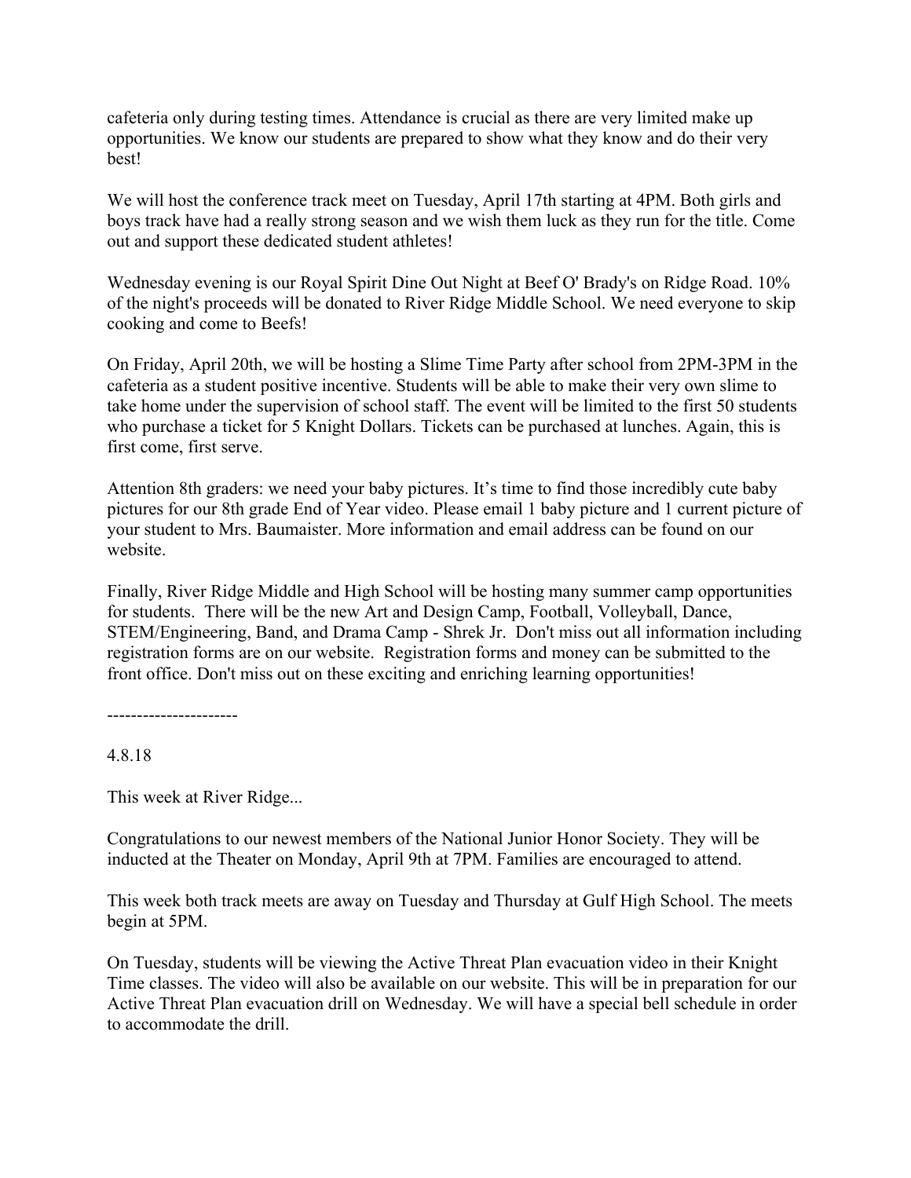cafeteria only during testing times. Attendance is crucial as there are very limited make up opportunities. We know our students are prepared to show what they know and do their very best!

We will host the conference track meet on Tuesday, April 17th starting at 4PM. Both girls and boys track have had a really strong season and we wish them luck as they run for the title. Come out and support these dedicated student athletes!

Wednesday evening is our Royal Spirit Dine Out Night at Beef O' Brady's on Ridge Road. 10% of the night's proceeds will be donated to River Ridge Middle School. We need everyone to skip cooking and come to Beefs!

On Friday, April 20th, we will be hosting a Slime Time Party after school from 2PM-3PM in the cafeteria as a student positive incentive. Students will be able to make their very own slime to take home under the supervision of school staff. The event will be limited to the first 50 students who purchase a ticket for 5 Knight Dollars. Tickets can be purchased at lunches. Again, this is first come, first serve.

Attention 8th graders: we need your baby pictures. It's time to find those incredibly cute baby pictures for our 8th grade End of Year video. Please email 1 baby picture and 1 current picture of your student to Mrs. Baumaister. More information and email address can be found on our website.

Finally, River Ridge Middle and High School will be hosting many summer camp opportunities for students. There will be the new Art and Design Camp, Football, Volleyball, Dance, STEM/Engineering, Band, and Drama Camp - Shrek Jr. Don't miss out all information including registration forms are on our website. Registration forms and money can be submitted to the front office. Don't miss out on these exciting and enriching learning opportunities!

----------------------

4.8.18

This week at River Ridge...

Congratulations to our newest members of the National Junior Honor Society. They will be inducted at the Theater on Monday, April 9th at 7PM. Families are encouraged to attend.

This week both track meets are away on Tuesday and Thursday at Gulf High School. The meets begin at 5PM.

On Tuesday, students will be viewing the Active Threat Plan evacuation video in their Knight Time classes. The video will also be available on our website. This will be in preparation for our Active Threat Plan evacuation drill on Wednesday. We will have a special bell schedule in order to accommodate the drill.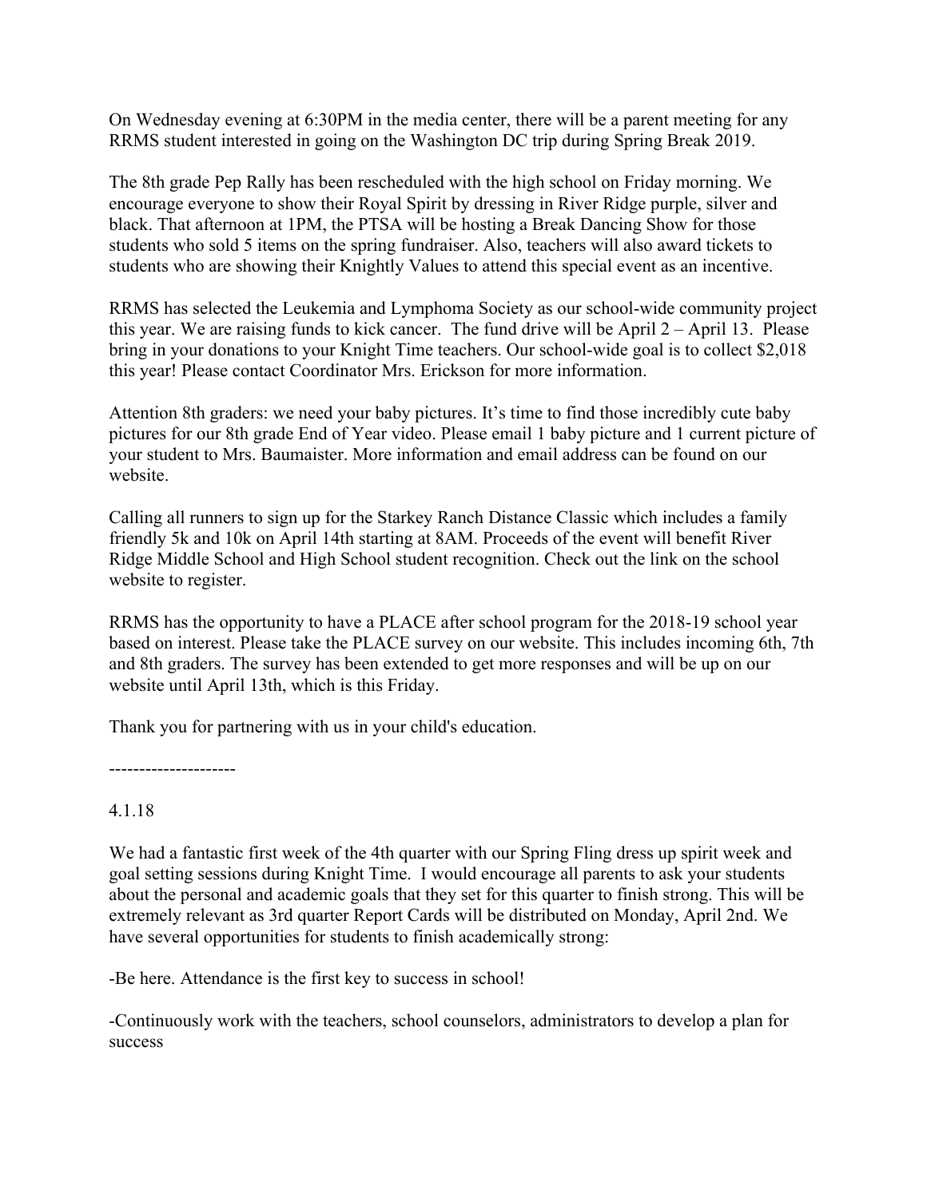On Wednesday evening at 6:30PM in the media center, there will be a parent meeting for any RRMS student interested in going on the Washington DC trip during Spring Break 2019.

The 8th grade Pep Rally has been rescheduled with the high school on Friday morning. We encourage everyone to show their Royal Spirit by dressing in River Ridge purple, silver and black. That afternoon at 1PM, the PTSA will be hosting a Break Dancing Show for those students who sold 5 items on the spring fundraiser. Also, teachers will also award tickets to students who are showing their Knightly Values to attend this special event as an incentive.

RRMS has selected the Leukemia and Lymphoma Society as our school-wide community project this year. We are raising funds to kick cancer. The fund drive will be April 2 – April 13. Please bring in your donations to your Knight Time teachers. Our school-wide goal is to collect $2,018 this year! Please contact Coordinator Mrs. Erickson for more information.

Attention 8th graders: we need your baby pictures. It's time to find those incredibly cute baby pictures for our 8th grade End of Year video. Please email 1 baby picture and 1 current picture of your student to Mrs. Baumaister. More information and email address can be found on our website.

Calling all runners to sign up for the Starkey Ranch Distance Classic which includes a family friendly 5k and 10k on April 14th starting at 8AM. Proceeds of the event will benefit River Ridge Middle School and High School student recognition. Check out the link on the school website to register.

RRMS has the opportunity to have a PLACE after school program for the 2018-19 school year based on interest. Please take the PLACE survey on our website. This includes incoming 6th, 7th and 8th graders. The survey has been extended to get more responses and will be up on our website until April 13th, which is this Friday.

Thank you for partnering with us in your child's education.

---------------------

4.1.18

We had a fantastic first week of the 4th quarter with our Spring Fling dress up spirit week and goal setting sessions during Knight Time. I would encourage all parents to ask your students about the personal and academic goals that they set for this quarter to finish strong. This will be extremely relevant as 3rd quarter Report Cards will be distributed on Monday, April 2nd. We have several opportunities for students to finish academically strong:

-Be here. Attendance is the first key to success in school!

-Continuously work with the teachers, school counselors, administrators to develop a plan for success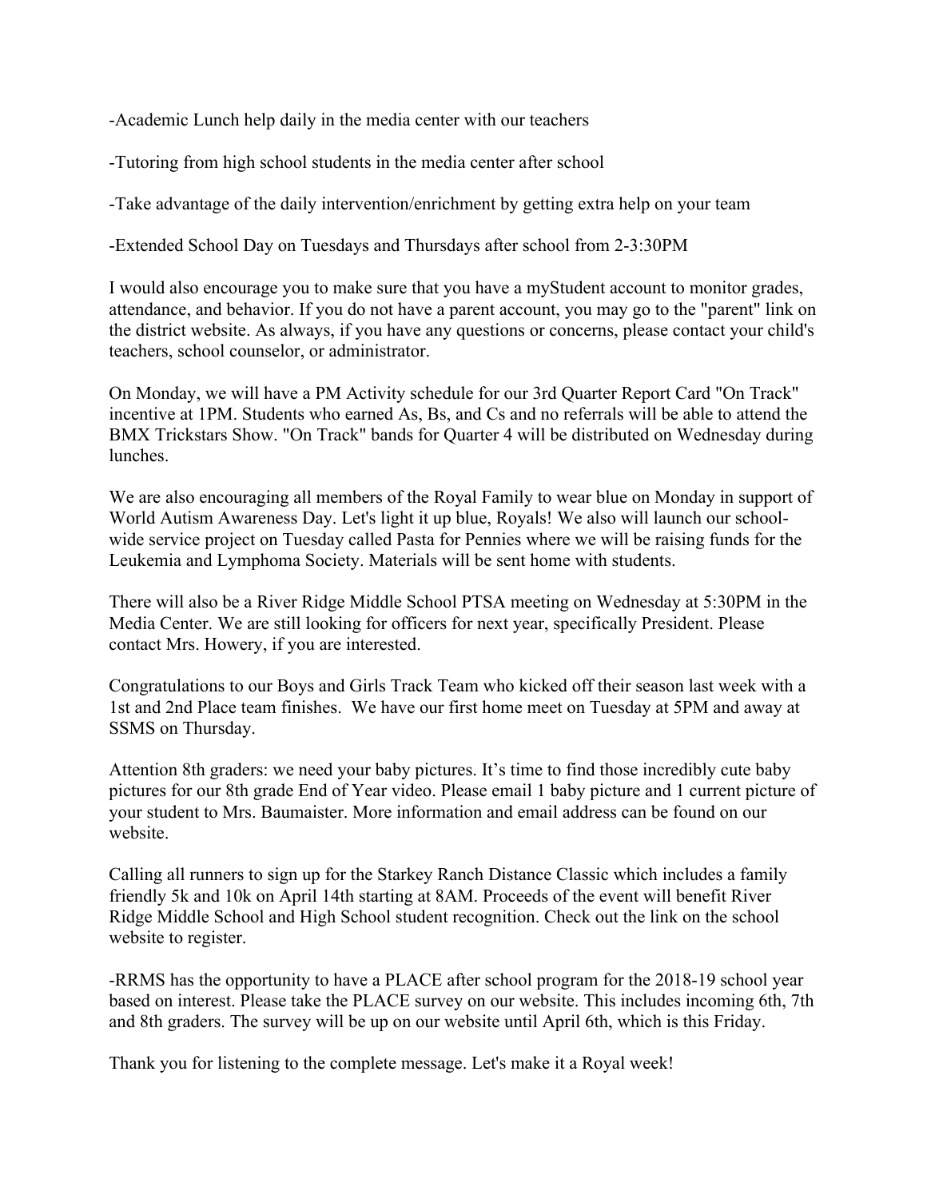-Academic Lunch help daily in the media center with our teachers

-Tutoring from high school students in the media center after school

-Take advantage of the daily intervention/enrichment by getting extra help on your team

-Extended School Day on Tuesdays and Thursdays after school from 2-3:30PM

I would also encourage you to make sure that you have a myStudent account to monitor grades, attendance, and behavior. If you do not have a parent account, you may go to the "parent" link on the district website. As always, if you have any questions or concerns, please contact your child's teachers, school counselor, or administrator.

On Monday, we will have a PM Activity schedule for our 3rd Quarter Report Card "On Track" incentive at 1PM. Students who earned As, Bs, and Cs and no referrals will be able to attend the BMX Trickstars Show. "On Track" bands for Quarter 4 will be distributed on Wednesday during lunches.

We are also encouraging all members of the Royal Family to wear blue on Monday in support of World Autism Awareness Day. Let's light it up blue, Royals! We also will launch our school-wide service project on Tuesday called Pasta for Pennies where we will be raising funds for the Leukemia and Lymphoma Society. Materials will be sent home with students.

There will also be a River Ridge Middle School PTSA meeting on Wednesday at 5:30PM in the Media Center. We are still looking for officers for next year, specifically President. Please contact Mrs. Howery, if you are interested.

Congratulations to our Boys and Girls Track Team who kicked off their season last week with a 1st and 2nd Place team finishes. We have our first home meet on Tuesday at 5PM and away at SSMS on Thursday.

Attention 8th graders: we need your baby pictures. It's time to find those incredibly cute baby pictures for our 8th grade End of Year video. Please email 1 baby picture and 1 current picture of your student to Mrs. Baumaister. More information and email address can be found on our website.

Calling all runners to sign up for the Starkey Ranch Distance Classic which includes a family friendly 5k and 10k on April 14th starting at 8AM. Proceeds of the event will benefit River Ridge Middle School and High School student recognition. Check out the link on the school website to register.

-RRMS has the opportunity to have a PLACE after school program for the 2018-19 school year based on interest. Please take the PLACE survey on our website. This includes incoming 6th, 7th and 8th graders. The survey will be up on our website until April 6th, which is this Friday.

Thank you for listening to the complete message. Let's make it a Royal week!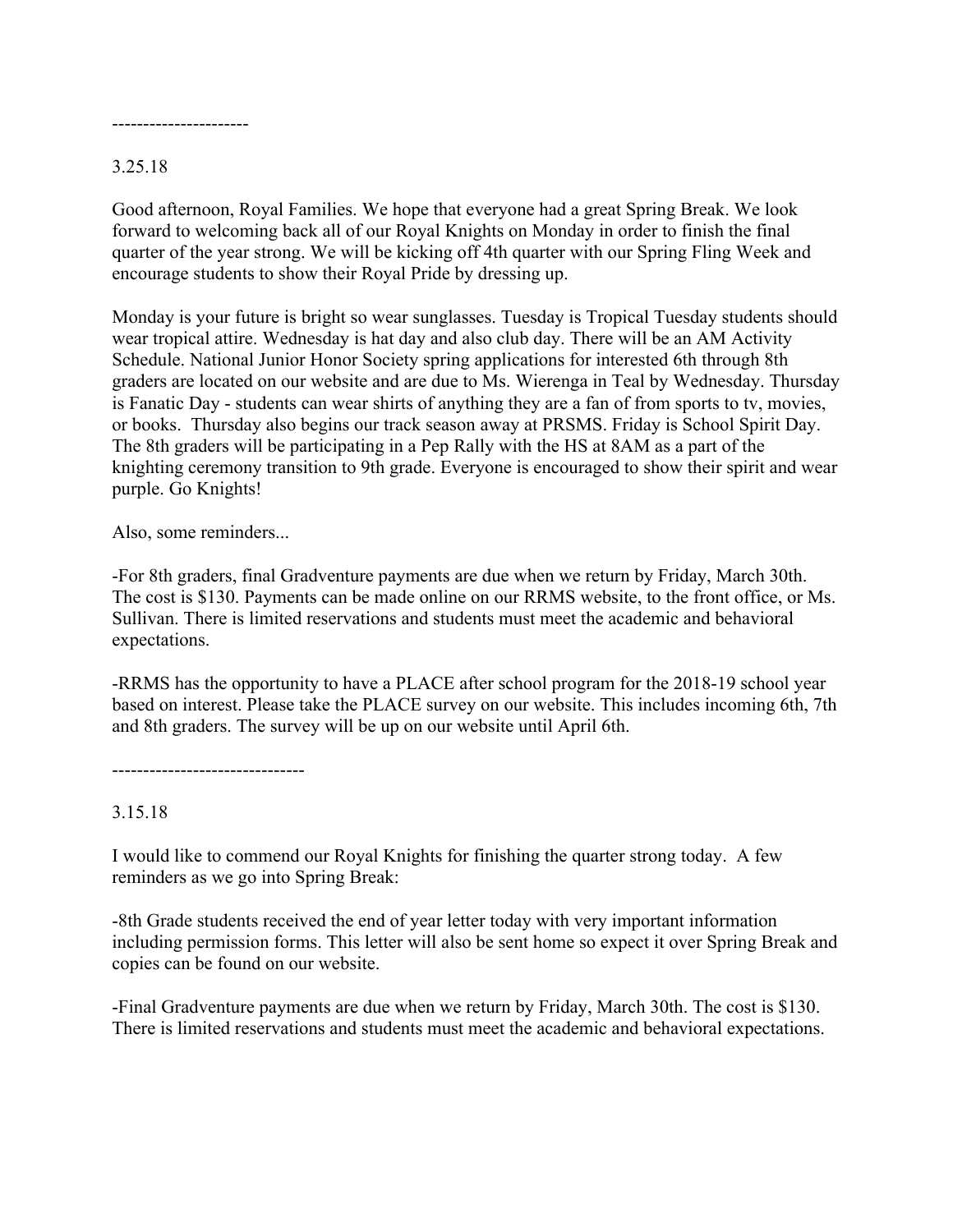----------------------

3.25.18

Good afternoon, Royal Families. We hope that everyone had a great Spring Break. We look forward to welcoming back all of our Royal Knights on Monday in order to finish the final quarter of the year strong. We will be kicking off 4th quarter with our Spring Fling Week and encourage students to show their Royal Pride by dressing up.

Monday is your future is bright so wear sunglasses. Tuesday is Tropical Tuesday students should wear tropical attire. Wednesday is hat day and also club day. There will be an AM Activity Schedule. National Junior Honor Society spring applications for interested 6th through 8th graders are located on our website and are due to Ms. Wierenga in Teal by Wednesday. Thursday is Fanatic Day - students can wear shirts of anything they are a fan of from sports to tv, movies, or books. Thursday also begins our track season away at PRSMS. Friday is School Spirit Day. The 8th graders will be participating in a Pep Rally with the HS at 8AM as a part of the knighting ceremony transition to 9th grade. Everyone is encouraged to show their spirit and wear purple. Go Knights!

Also, some reminders...

-For 8th graders, final Gradventure payments are due when we return by Friday, March 30th. The cost is $130. Payments can be made online on our RRMS website, to the front office, or Ms. Sullivan. There is limited reservations and students must meet the academic and behavioral expectations.

-RRMS has the opportunity to have a PLACE after school program for the 2018-19 school year based on interest. Please take the PLACE survey on our website. This includes incoming 6th, 7th and 8th graders. The survey will be up on our website until April 6th.

-------------------------------

3.15.18

I would like to commend our Royal Knights for finishing the quarter strong today. A few reminders as we go into Spring Break:

-8th Grade students received the end of year letter today with very important information including permission forms. This letter will also be sent home so expect it over Spring Break and copies can be found on our website.

-Final Gradventure payments are due when we return by Friday, March 30th. The cost is $130. There is limited reservations and students must meet the academic and behavioral expectations.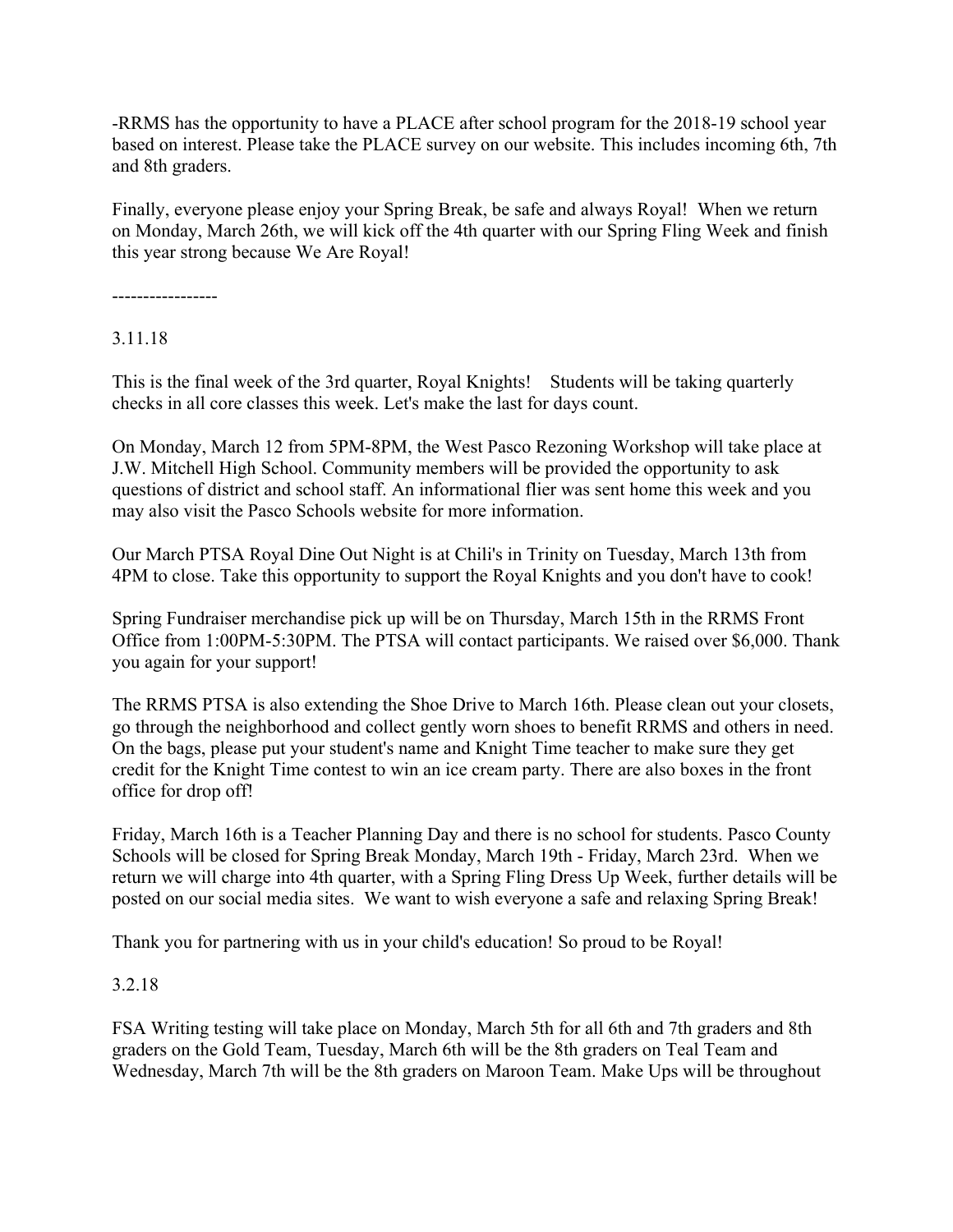-RRMS has the opportunity to have a PLACE after school program for the 2018-19 school year based on interest. Please take the PLACE survey on our website. This includes incoming 6th, 7th and 8th graders.

Finally, everyone please enjoy your Spring Break, be safe and always Royal! When we return on Monday, March 26th, we will kick off the 4th quarter with our Spring Fling Week and finish this year strong because We Are Royal!

-----------------

3.11.18

This is the final week of the 3rd quarter, Royal Knights! Students will be taking quarterly checks in all core classes this week. Let's make the last for days count.

On Monday, March 12 from 5PM-8PM, the West Pasco Rezoning Workshop will take place at J.W. Mitchell High School. Community members will be provided the opportunity to ask questions of district and school staff. An informational flier was sent home this week and you may also visit the Pasco Schools website for more information.

Our March PTSA Royal Dine Out Night is at Chili's in Trinity on Tuesday, March 13th from 4PM to close. Take this opportunity to support the Royal Knights and you don't have to cook!

Spring Fundraiser merchandise pick up will be on Thursday, March 15th in the RRMS Front Office from 1:00PM-5:30PM. The PTSA will contact participants. We raised over $6,000. Thank you again for your support!

The RRMS PTSA is also extending the Shoe Drive to March 16th. Please clean out your closets, go through the neighborhood and collect gently worn shoes to benefit RRMS and others in need. On the bags, please put your student's name and Knight Time teacher to make sure they get credit for the Knight Time contest to win an ice cream party. There are also boxes in the front office for drop off!

Friday, March 16th is a Teacher Planning Day and there is no school for students. Pasco County Schools will be closed for Spring Break Monday, March 19th - Friday, March 23rd. When we return we will charge into 4th quarter, with a Spring Fling Dress Up Week, further details will be posted on our social media sites. We want to wish everyone a safe and relaxing Spring Break!

Thank you for partnering with us in your child's education! So proud to be Royal!

3.2.18

FSA Writing testing will take place on Monday, March 5th for all 6th and 7th graders and 8th graders on the Gold Team, Tuesday, March 6th will be the 8th graders on Teal Team and Wednesday, March 7th will be the 8th graders on Maroon Team. Make Ups will be throughout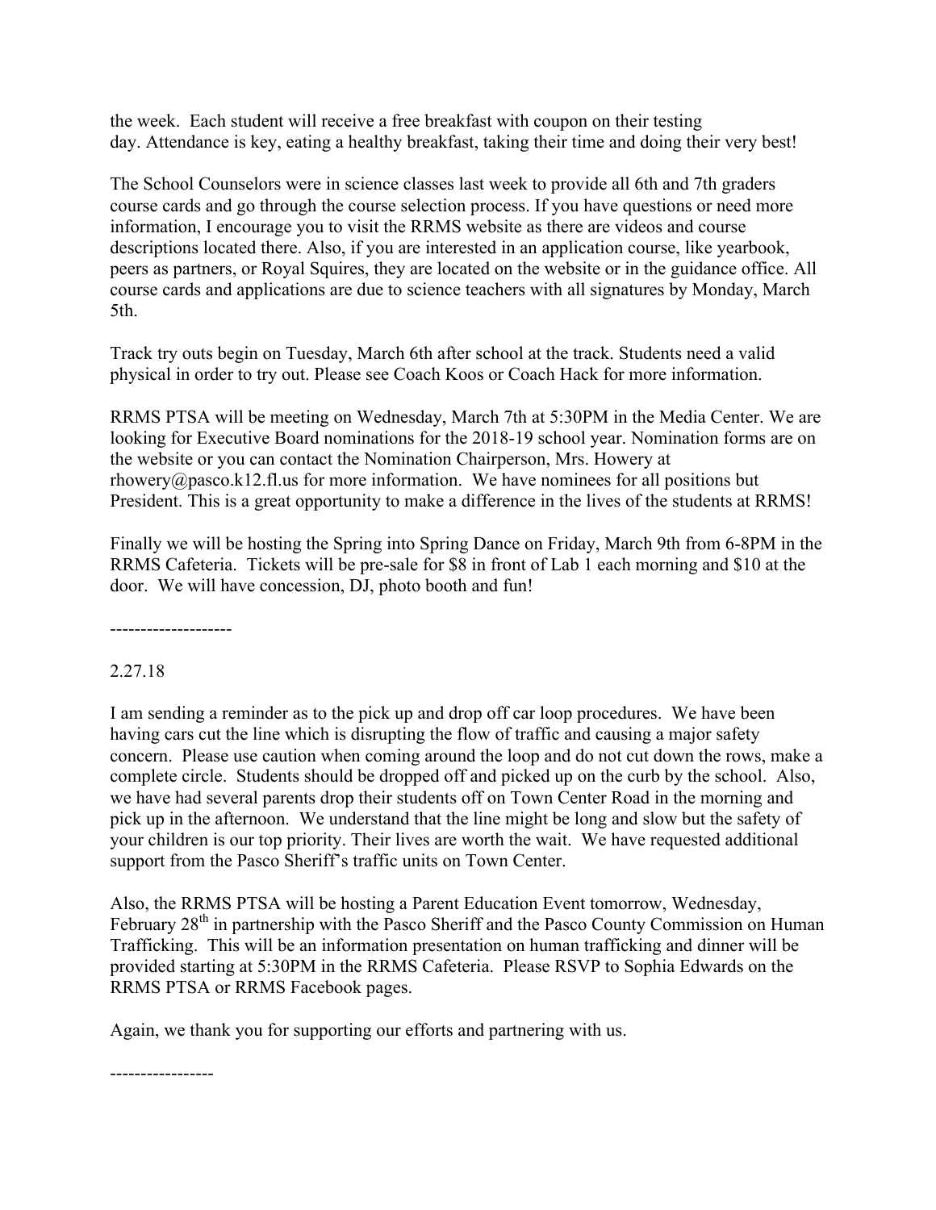the week. Each student will receive a free breakfast with coupon on their testing day. Attendance is key, eating a healthy breakfast, taking their time and doing their very best!

The School Counselors were in science classes last week to provide all 6th and 7th graders course cards and go through the course selection process. If you have questions or need more information, I encourage you to visit the RRMS website as there are videos and course descriptions located there. Also, if you are interested in an application course, like yearbook, peers as partners, or Royal Squires, they are located on the website or in the guidance office. All course cards and applications are due to science teachers with all signatures by Monday, March 5th.

Track try outs begin on Tuesday, March 6th after school at the track. Students need a valid physical in order to try out. Please see Coach Koos or Coach Hack for more information.

RRMS PTSA will be meeting on Wednesday, March 7th at 5:30PM in the Media Center. We are looking for Executive Board nominations for the 2018-19 school year. Nomination forms are on the website or you can contact the Nomination Chairperson, Mrs. Howery at rhowery@pasco.k12.fl.us for more information. We have nominees for all positions but President. This is a great opportunity to make a difference in the lives of the students at RRMS!

Finally we will be hosting the Spring into Spring Dance on Friday, March 9th from 6-8PM in the RRMS Cafeteria. Tickets will be pre-sale for $8 in front of Lab 1 each morning and $10 at the door. We will have concession, DJ, photo booth and fun!

--------------------

2.27.18

I am sending a reminder as to the pick up and drop off car loop procedures. We have been having cars cut the line which is disrupting the flow of traffic and causing a major safety concern. Please use caution when coming around the loop and do not cut down the rows, make a complete circle. Students should be dropped off and picked up on the curb by the school. Also, we have had several parents drop their students off on Town Center Road in the morning and pick up in the afternoon. We understand that the line might be long and slow but the safety of your children is our top priority. Their lives are worth the wait. We have requested additional support from the Pasco Sheriff's traffic units on Town Center.

Also, the RRMS PTSA will be hosting a Parent Education Event tomorrow, Wednesday, February 28th in partnership with the Pasco Sheriff and the Pasco County Commission on Human Trafficking. This will be an information presentation on human trafficking and dinner will be provided starting at 5:30PM in the RRMS Cafeteria. Please RSVP to Sophia Edwards on the RRMS PTSA or RRMS Facebook pages.

Again, we thank you for supporting our efforts and partnering with us.

-----------------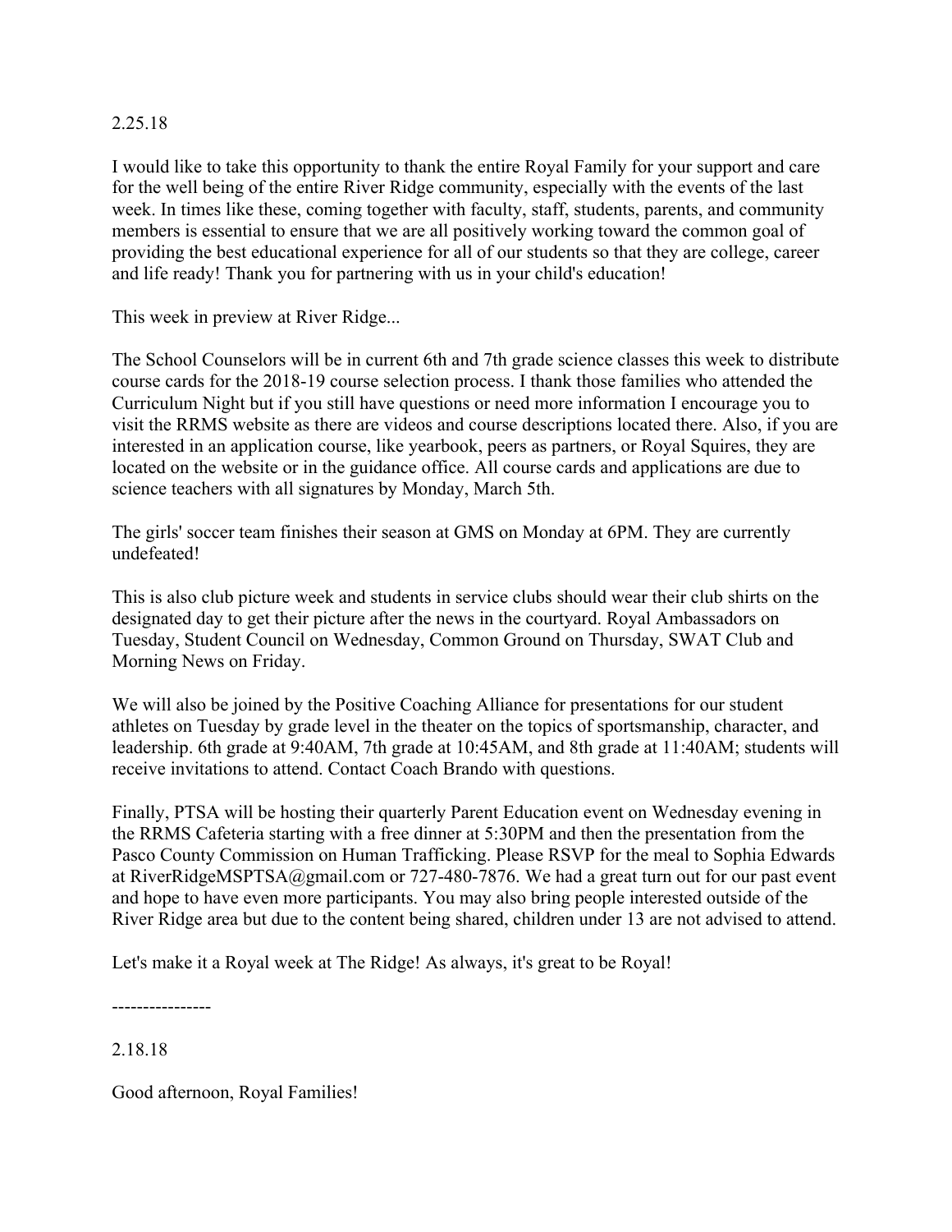2.25.18

I would like to take this opportunity to thank the entire Royal Family for your support and care for the well being of the entire River Ridge community, especially with the events of the last week. In times like these, coming together with faculty, staff, students, parents, and community members is essential to ensure that we are all positively working toward the common goal of providing the best educational experience for all of our students so that they are college, career and life ready! Thank you for partnering with us in your child's education!

This week in preview at River Ridge...

The School Counselors will be in current 6th and 7th grade science classes this week to distribute course cards for the 2018-19 course selection process. I thank those families who attended the Curriculum Night but if you still have questions or need more information I encourage you to visit the RRMS website as there are videos and course descriptions located there. Also, if you are interested in an application course, like yearbook, peers as partners, or Royal Squires, they are located on the website or in the guidance office. All course cards and applications are due to science teachers with all signatures by Monday, March 5th.

The girls' soccer team finishes their season at GMS on Monday at 6PM. They are currently undefeated!

This is also club picture week and students in service clubs should wear their club shirts on the designated day to get their picture after the news in the courtyard. Royal Ambassadors on Tuesday, Student Council on Wednesday, Common Ground on Thursday, SWAT Club and Morning News on Friday.

We will also be joined by the Positive Coaching Alliance for presentations for our student athletes on Tuesday by grade level in the theater on the topics of sportsmanship, character, and leadership. 6th grade at 9:40AM, 7th grade at 10:45AM, and 8th grade at 11:40AM; students will receive invitations to attend. Contact Coach Brando with questions.

Finally, PTSA will be hosting their quarterly Parent Education event on Wednesday evening in the RRMS Cafeteria starting with a free dinner at 5:30PM and then the presentation from the Pasco County Commission on Human Trafficking. Please RSVP for the meal to Sophia Edwards at RiverRidgeMSPTSA@gmail.com or 727-480-7876. We had a great turn out for our past event and hope to have even more participants. You may also bring people interested outside of the River Ridge area but due to the content being shared, children under 13 are not advised to attend.

Let's make it a Royal week at The Ridge! As always, it's great to be Royal!

----------------

2.18.18

Good afternoon, Royal Families!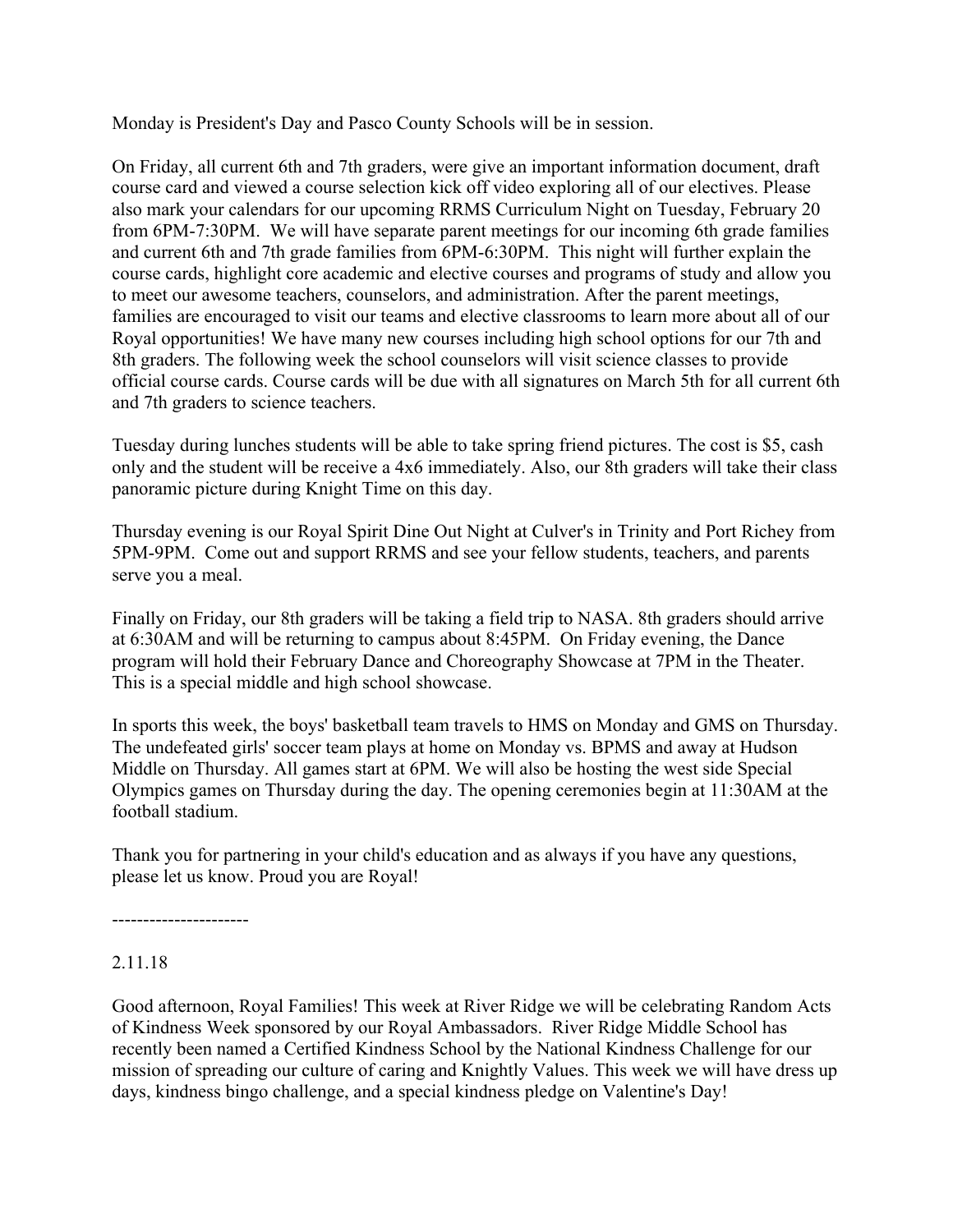Monday is President's Day and Pasco County Schools will be in session.

On Friday, all current 6th and 7th graders, were give an important information document, draft course card and viewed a course selection kick off video exploring all of our electives. Please also mark your calendars for our upcoming RRMS Curriculum Night on Tuesday, February 20 from 6PM-7:30PM.  We will have separate parent meetings for our incoming 6th grade families and current 6th and 7th grade families from 6PM-6:30PM.  This night will further explain the course cards, highlight core academic and elective courses and programs of study and allow you to meet our awesome teachers, counselors, and administration. After the parent meetings, families are encouraged to visit our teams and elective classrooms to learn more about all of our Royal opportunities! We have many new courses including high school options for our 7th and 8th graders. The following week the school counselors will visit science classes to provide official course cards. Course cards will be due with all signatures on March 5th for all current 6th and 7th graders to science teachers.

Tuesday during lunches students will be able to take spring friend pictures. The cost is $5, cash only and the student will be receive a 4x6 immediately. Also, our 8th graders will take their class panoramic picture during Knight Time on this day.

Thursday evening is our Royal Spirit Dine Out Night at Culver's in Trinity and Port Richey from 5PM-9PM.  Come out and support RRMS and see your fellow students, teachers, and parents serve you a meal.

Finally on Friday, our 8th graders will be taking a field trip to NASA. 8th graders should arrive at 6:30AM and will be returning to campus about 8:45PM.  On Friday evening, the Dance program will hold their February Dance and Choreography Showcase at 7PM in the Theater. This is a special middle and high school showcase.

In sports this week, the boys' basketball team travels to HMS on Monday and GMS on Thursday. The undefeated girls' soccer team plays at home on Monday vs. BPMS and away at Hudson Middle on Thursday. All games start at 6PM. We will also be hosting the west side Special Olympics games on Thursday during the day. The opening ceremonies begin at 11:30AM at the football stadium.

Thank you for partnering in your child's education and as always if you have any questions, please let us know. Proud you are Royal!

---------------------

2.11.18

Good afternoon, Royal Families! This week at River Ridge we will be celebrating Random Acts of Kindness Week sponsored by our Royal Ambassadors.  River Ridge Middle School has recently been named a Certified Kindness School by the National Kindness Challenge for our mission of spreading our culture of caring and Knightly Values. This week we will have dress up days, kindness bingo challenge, and a special kindness pledge on Valentine's Day!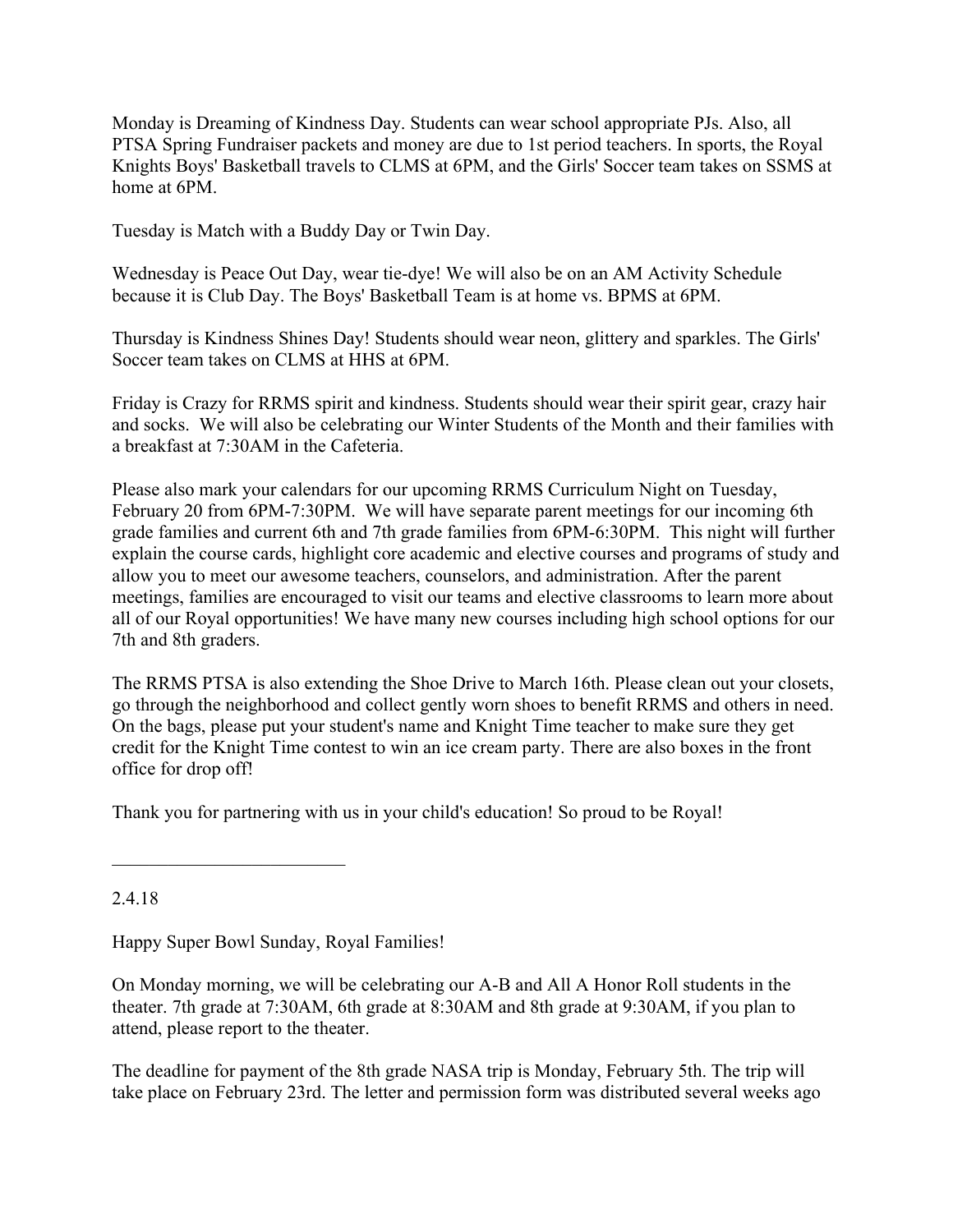Monday is Dreaming of Kindness Day. Students can wear school appropriate PJs. Also, all PTSA Spring Fundraiser packets and money are due to 1st period teachers. In sports, the Royal Knights Boys' Basketball travels to CLMS at 6PM, and the Girls' Soccer team takes on SSMS at home at 6PM.

Tuesday is Match with a Buddy Day or Twin Day.

Wednesday is Peace Out Day, wear tie-dye! We will also be on an AM Activity Schedule because it is Club Day. The Boys' Basketball Team is at home vs. BPMS at 6PM.

Thursday is Kindness Shines Day! Students should wear neon, glittery and sparkles. The Girls' Soccer team takes on CLMS at HHS at 6PM.

Friday is Crazy for RRMS spirit and kindness. Students should wear their spirit gear, crazy hair and socks. We will also be celebrating our Winter Students of the Month and their families with a breakfast at 7:30AM in the Cafeteria.

Please also mark your calendars for our upcoming RRMS Curriculum Night on Tuesday, February 20 from 6PM-7:30PM. We will have separate parent meetings for our incoming 6th grade families and current 6th and 7th grade families from 6PM-6:30PM. This night will further explain the course cards, highlight core academic and elective courses and programs of study and allow you to meet our awesome teachers, counselors, and administration. After the parent meetings, families are encouraged to visit our teams and elective classrooms to learn more about all of our Royal opportunities! We have many new courses including high school options for our 7th and 8th graders.

The RRMS PTSA is also extending the Shoe Drive to March 16th. Please clean out your closets, go through the neighborhood and collect gently worn shoes to benefit RRMS and others in need. On the bags, please put your student's name and Knight Time teacher to make sure they get credit for the Knight Time contest to win an ice cream party. There are also boxes in the front office for drop off!

Thank you for partnering with us in your child's education! So proud to be Royal!

---

2.4.18

Happy Super Bowl Sunday, Royal Families!

On Monday morning, we will be celebrating our A-B and All A Honor Roll students in the theater. 7th grade at 7:30AM, 6th grade at 8:30AM and 8th grade at 9:30AM, if you plan to attend, please report to the theater.

The deadline for payment of the 8th grade NASA trip is Monday, February 5th. The trip will take place on February 23rd. The letter and permission form was distributed several weeks ago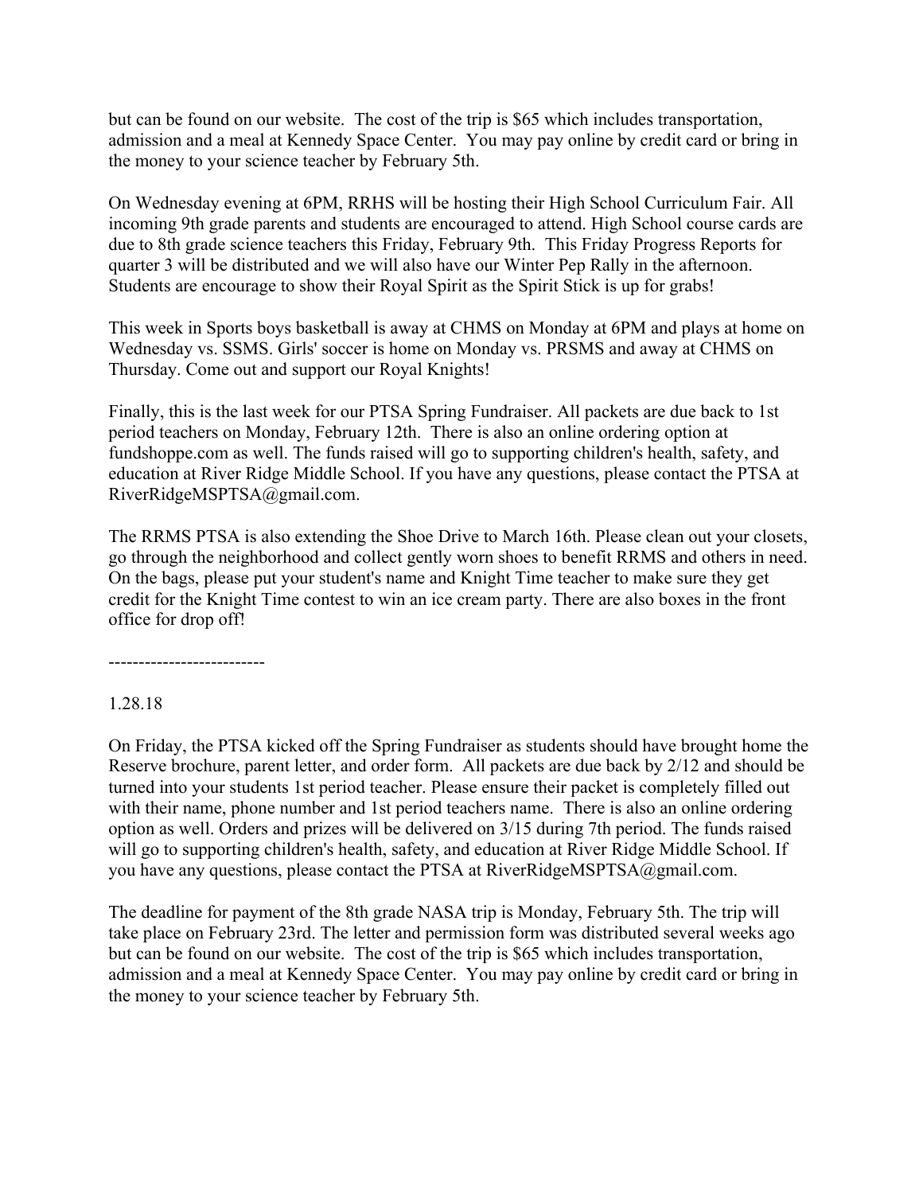but can be found on our website. The cost of the trip is $65 which includes transportation, admission and a meal at Kennedy Space Center. You may pay online by credit card or bring in the money to your science teacher by February 5th.

On Wednesday evening at 6PM, RRHS will be hosting their High School Curriculum Fair. All incoming 9th grade parents and students are encouraged to attend. High School course cards are due to 8th grade science teachers this Friday, February 9th. This Friday Progress Reports for quarter 3 will be distributed and we will also have our Winter Pep Rally in the afternoon. Students are encourage to show their Royal Spirit as the Spirit Stick is up for grabs!

This week in Sports boys basketball is away at CHMS on Monday at 6PM and plays at home on Wednesday vs. SSMS. Girls' soccer is home on Monday vs. PRSMS and away at CHMS on Thursday. Come out and support our Royal Knights!

Finally, this is the last week for our PTSA Spring Fundraiser. All packets are due back to 1st period teachers on Monday, February 12th. There is also an online ordering option at fundshoppe.com as well. The funds raised will go to supporting children's health, safety, and education at River Ridge Middle School. If you have any questions, please contact the PTSA at RiverRidgeMSPTSA@gmail.com.

The RRMS PTSA is also extending the Shoe Drive to March 16th. Please clean out your closets, go through the neighborhood and collect gently worn shoes to benefit RRMS and others in need. On the bags, please put your student's name and Knight Time teacher to make sure they get credit for the Knight Time contest to win an ice cream party. There are also boxes in the front office for drop off!

--------------------------

1.28.18

On Friday, the PTSA kicked off the Spring Fundraiser as students should have brought home the Reserve brochure, parent letter, and order form. All packets are due back by 2/12 and should be turned into your students 1st period teacher. Please ensure their packet is completely filled out with their name, phone number and 1st period teachers name. There is also an online ordering option as well. Orders and prizes will be delivered on 3/15 during 7th period. The funds raised will go to supporting children's health, safety, and education at River Ridge Middle School. If you have any questions, please contact the PTSA at RiverRidgeMSPTSA@gmail.com.

The deadline for payment of the 8th grade NASA trip is Monday, February 5th. The trip will take place on February 23rd. The letter and permission form was distributed several weeks ago but can be found on our website. The cost of the trip is $65 which includes transportation, admission and a meal at Kennedy Space Center. You may pay online by credit card or bring in the money to your science teacher by February 5th.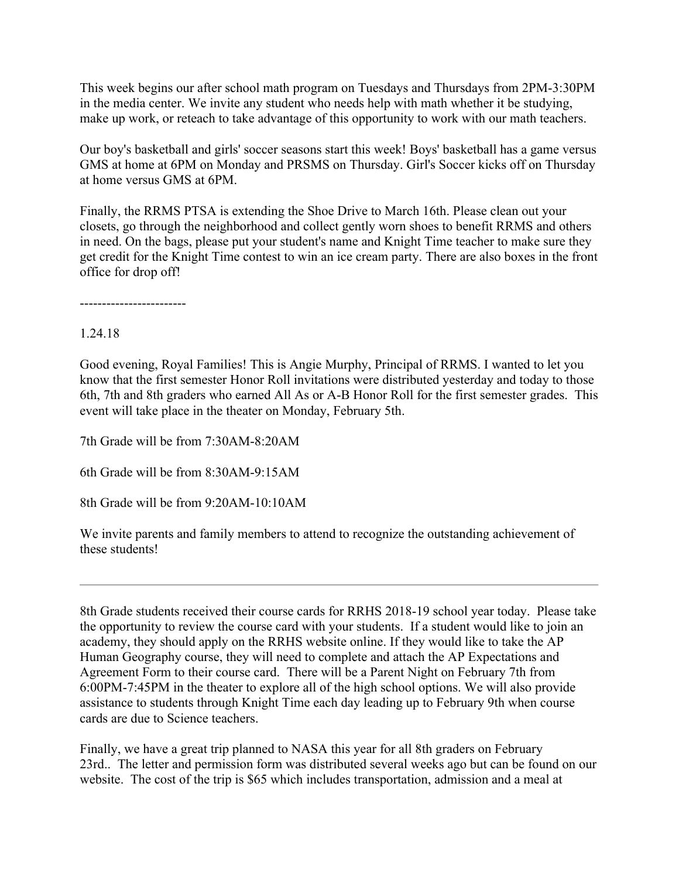This week begins our after school math program on Tuesdays and Thursdays from 2PM-3:30PM in the media center. We invite any student who needs help with math whether it be studying, make up work, or reteach to take advantage of this opportunity to work with our math teachers.

Our boy's basketball and girls' soccer seasons start this week! Boys' basketball has a game versus GMS at home at 6PM on Monday and PRSMS on Thursday. Girl's Soccer kicks off on Thursday at home versus GMS at 6PM.

Finally, the RRMS PTSA is extending the Shoe Drive to March 16th. Please clean out your closets, go through the neighborhood and collect gently worn shoes to benefit RRMS and others in need. On the bags, please put your student's name and Knight Time teacher to make sure they get credit for the Knight Time contest to win an ice cream party. There are also boxes in the front office for drop off!

------------------------

1.24.18

Good evening, Royal Families! This is Angie Murphy, Principal of RRMS. I wanted to let you know that the first semester Honor Roll invitations were distributed yesterday and today to those 6th, 7th and 8th graders who earned All As or A-B Honor Roll for the first semester grades. This event will take place in the theater on Monday, February 5th.

7th Grade will be from 7:30AM-8:20AM

6th Grade will be from 8:30AM-9:15AM

8th Grade will be from 9:20AM-10:10AM

We invite parents and family members to attend to recognize the outstanding achievement of these students!

---

8th Grade students received their course cards for RRHS 2018-19 school year today. Please take the opportunity to review the course card with your students. If a student would like to join an academy, they should apply on the RRHS website online. If they would like to take the AP Human Geography course, they will need to complete and attach the AP Expectations and Agreement Form to their course card. There will be a Parent Night on February 7th from 6:00PM-7:45PM in the theater to explore all of the high school options. We will also provide assistance to students through Knight Time each day leading up to February 9th when course cards are due to Science teachers.

Finally, we have a great trip planned to NASA this year for all 8th graders on February 23rd.. The letter and permission form was distributed several weeks ago but can be found on our website. The cost of the trip is $65 which includes transportation, admission and a meal at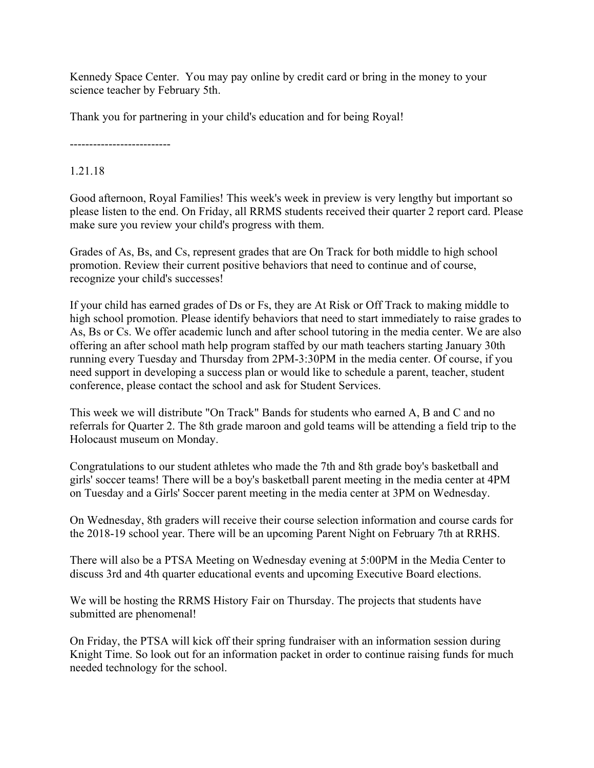Kennedy Space Center. You may pay online by credit card or bring in the money to your science teacher by February 5th.

Thank you for partnering in your child's education and for being Royal!

--------------------------

1.21.18

Good afternoon, Royal Families! This week's week in preview is very lengthy but important so please listen to the end. On Friday, all RRMS students received their quarter 2 report card. Please make sure you review your child's progress with them.

Grades of As, Bs, and Cs, represent grades that are On Track for both middle to high school promotion. Review their current positive behaviors that need to continue and of course, recognize your child's successes!

If your child has earned grades of Ds or Fs, they are At Risk or Off Track to making middle to high school promotion. Please identify behaviors that need to start immediately to raise grades to As, Bs or Cs. We offer academic lunch and after school tutoring in the media center. We are also offering an after school math help program staffed by our math teachers starting January 30th running every Tuesday and Thursday from 2PM-3:30PM in the media center. Of course, if you need support in developing a success plan or would like to schedule a parent, teacher, student conference, please contact the school and ask for Student Services.

This week we will distribute "On Track" Bands for students who earned A, B and C and no referrals for Quarter 2. The 8th grade maroon and gold teams will be attending a field trip to the Holocaust museum on Monday.

Congratulations to our student athletes who made the 7th and 8th grade boy's basketball and girls' soccer teams! There will be a boy's basketball parent meeting in the media center at 4PM on Tuesday and a Girls' Soccer parent meeting in the media center at 3PM on Wednesday.

On Wednesday, 8th graders will receive their course selection information and course cards for the 2018-19 school year. There will be an upcoming Parent Night on February 7th at RRHS.

There will also be a PTSA Meeting on Wednesday evening at 5:00PM in the Media Center to discuss 3rd and 4th quarter educational events and upcoming Executive Board elections.

We will be hosting the RRMS History Fair on Thursday. The projects that students have submitted are phenomenal!

On Friday, the PTSA will kick off their spring fundraiser with an information session during Knight Time. So look out for an information packet in order to continue raising funds for much needed technology for the school.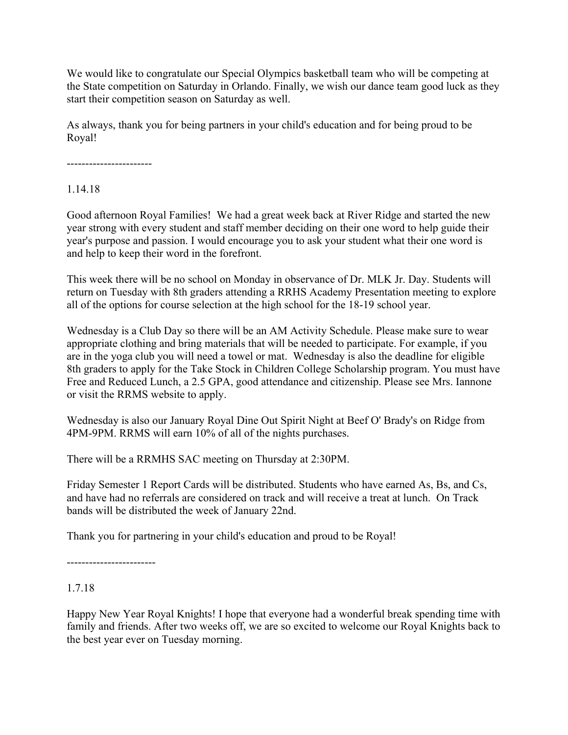We would like to congratulate our Special Olympics basketball team who will be competing at the State competition on Saturday in Orlando. Finally, we wish our dance team good luck as they start their competition season on Saturday as well.

As always, thank you for being partners in your child's education and for being proud to be Royal!

-----------------------

1.14.18

Good afternoon Royal Families! We had a great week back at River Ridge and started the new year strong with every student and staff member deciding on their one word to help guide their year's purpose and passion. I would encourage you to ask your student what their one word is and help to keep their word in the forefront.

This week there will be no school on Monday in observance of Dr. MLK Jr. Day. Students will return on Tuesday with 8th graders attending a RRHS Academy Presentation meeting to explore all of the options for course selection at the high school for the 18-19 school year.

Wednesday is a Club Day so there will be an AM Activity Schedule. Please make sure to wear appropriate clothing and bring materials that will be needed to participate. For example, if you are in the yoga club you will need a towel or mat. Wednesday is also the deadline for eligible 8th graders to apply for the Take Stock in Children College Scholarship program. You must have Free and Reduced Lunch, a 2.5 GPA, good attendance and citizenship. Please see Mrs. Iannone or visit the RRMS website to apply.

Wednesday is also our January Royal Dine Out Spirit Night at Beef O' Brady's on Ridge from 4PM-9PM. RRMS will earn 10% of all of the nights purchases.

There will be a RRMHS SAC meeting on Thursday at 2:30PM.

Friday Semester 1 Report Cards will be distributed. Students who have earned As, Bs, and Cs, and have had no referrals are considered on track and will receive a treat at lunch. On Track bands will be distributed the week of January 22nd.

Thank you for partnering in your child's education and proud to be Royal!

------------------------

1.7.18

Happy New Year Royal Knights! I hope that everyone had a wonderful break spending time with family and friends. After two weeks off, we are so excited to welcome our Royal Knights back to the best year ever on Tuesday morning.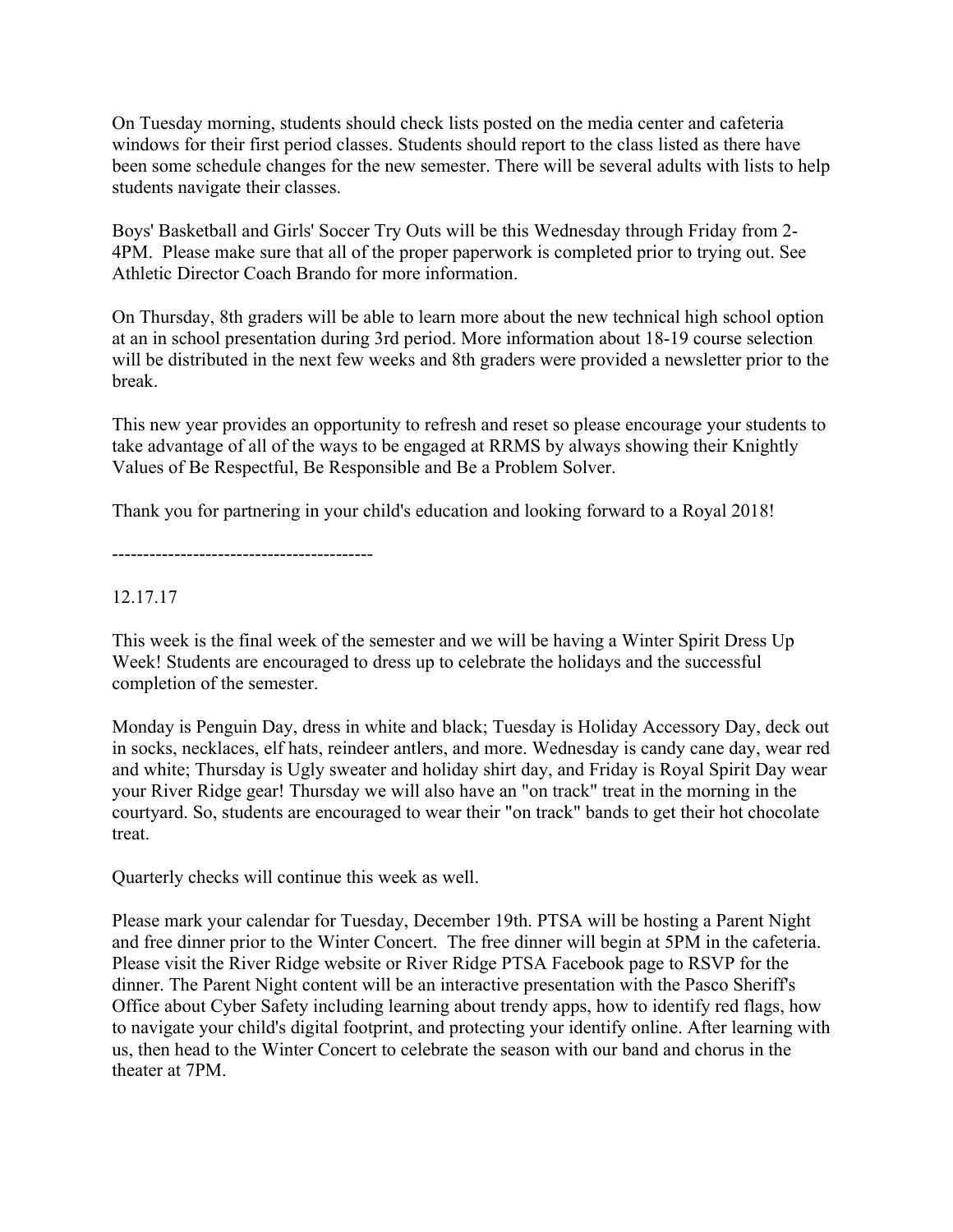On Tuesday morning, students should check lists posted on the media center and cafeteria windows for their first period classes. Students should report to the class listed as there have been some schedule changes for the new semester. There will be several adults with lists to help students navigate their classes.

Boys' Basketball and Girls' Soccer Try Outs will be this Wednesday through Friday from 2-4PM. Please make sure that all of the proper paperwork is completed prior to trying out. See Athletic Director Coach Brando for more information.

On Thursday, 8th graders will be able to learn more about the new technical high school option at an in school presentation during 3rd period. More information about 18-19 course selection will be distributed in the next few weeks and 8th graders were provided a newsletter prior to the break.

This new year provides an opportunity to refresh and reset so please encourage your students to take advantage of all of the ways to be engaged at RRMS by always showing their Knightly Values of Be Respectful, Be Responsible and Be a Problem Solver.

Thank you for partnering in your child's education and looking forward to a Royal 2018!

------------------------------------------

12.17.17

This week is the final week of the semester and we will be having a Winter Spirit Dress Up Week! Students are encouraged to dress up to celebrate the holidays and the successful completion of the semester.

Monday is Penguin Day, dress in white and black; Tuesday is Holiday Accessory Day, deck out in socks, necklaces, elf hats, reindeer antlers, and more. Wednesday is candy cane day, wear red and white; Thursday is Ugly sweater and holiday shirt day, and Friday is Royal Spirit Day wear your River Ridge gear! Thursday we will also have an "on track" treat in the morning in the courtyard. So, students are encouraged to wear their "on track" bands to get their hot chocolate treat.

Quarterly checks will continue this week as well.

Please mark your calendar for Tuesday, December 19th. PTSA will be hosting a Parent Night and free dinner prior to the Winter Concert. The free dinner will begin at 5PM in the cafeteria. Please visit the River Ridge website or River Ridge PTSA Facebook page to RSVP for the dinner. The Parent Night content will be an interactive presentation with the Pasco Sheriff's Office about Cyber Safety including learning about trendy apps, how to identify red flags, how to navigate your child's digital footprint, and protecting your identify online. After learning with us, then head to the Winter Concert to celebrate the season with our band and chorus in the theater at 7PM.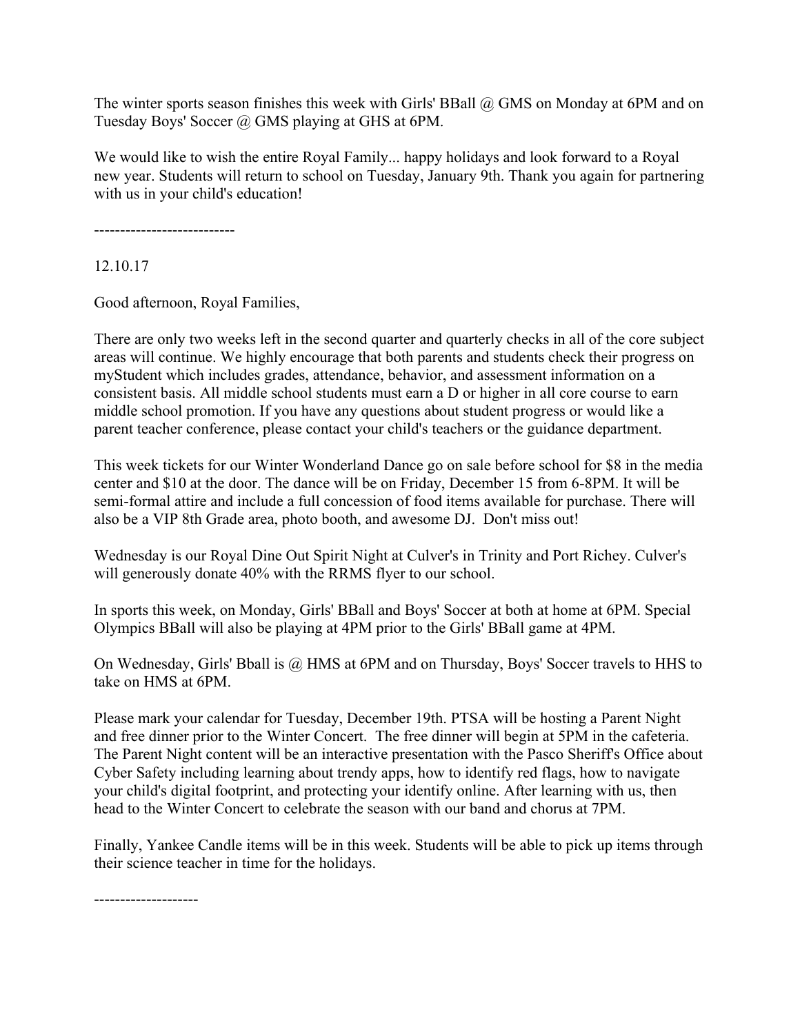The winter sports season finishes this week with Girls' BBall @ GMS on Monday at 6PM and on Tuesday Boys' Soccer @ GMS playing at GHS at 6PM.

We would like to wish the entire Royal Family... happy holidays and look forward to a Royal new year. Students will return to school on Tuesday, January 9th. Thank you again for partnering with us in your child's education!

---------------------------

12.10.17

Good afternoon, Royal Families,

There are only two weeks left in the second quarter and quarterly checks in all of the core subject areas will continue. We highly encourage that both parents and students check their progress on myStudent which includes grades, attendance, behavior, and assessment information on a consistent basis. All middle school students must earn a D or higher in all core course to earn middle school promotion. If you have any questions about student progress or would like a parent teacher conference, please contact your child's teachers or the guidance department.

This week tickets for our Winter Wonderland Dance go on sale before school for $8 in the media center and $10 at the door. The dance will be on Friday, December 15 from 6-8PM. It will be semi-formal attire and include a full concession of food items available for purchase. There will also be a VIP 8th Grade area, photo booth, and awesome DJ.  Don't miss out!

Wednesday is our Royal Dine Out Spirit Night at Culver's in Trinity and Port Richey. Culver's will generously donate 40% with the RRMS flyer to our school.

In sports this week, on Monday, Girls' BBall and Boys' Soccer at both at home at 6PM. Special Olympics BBall will also be playing at 4PM prior to the Girls' BBall game at 4PM.

On Wednesday, Girls' Bball is @ HMS at 6PM and on Thursday, Boys' Soccer travels to HHS to take on HMS at 6PM.

Please mark your calendar for Tuesday, December 19th. PTSA will be hosting a Parent Night and free dinner prior to the Winter Concert.  The free dinner will begin at 5PM in the cafeteria. The Parent Night content will be an interactive presentation with the Pasco Sheriff's Office about Cyber Safety including learning about trendy apps, how to identify red flags, how to navigate your child's digital footprint, and protecting your identify online. After learning with us, then head to the Winter Concert to celebrate the season with our band and chorus at 7PM.

Finally, Yankee Candle items will be in this week. Students will be able to pick up items through their science teacher in time for the holidays.

--------------------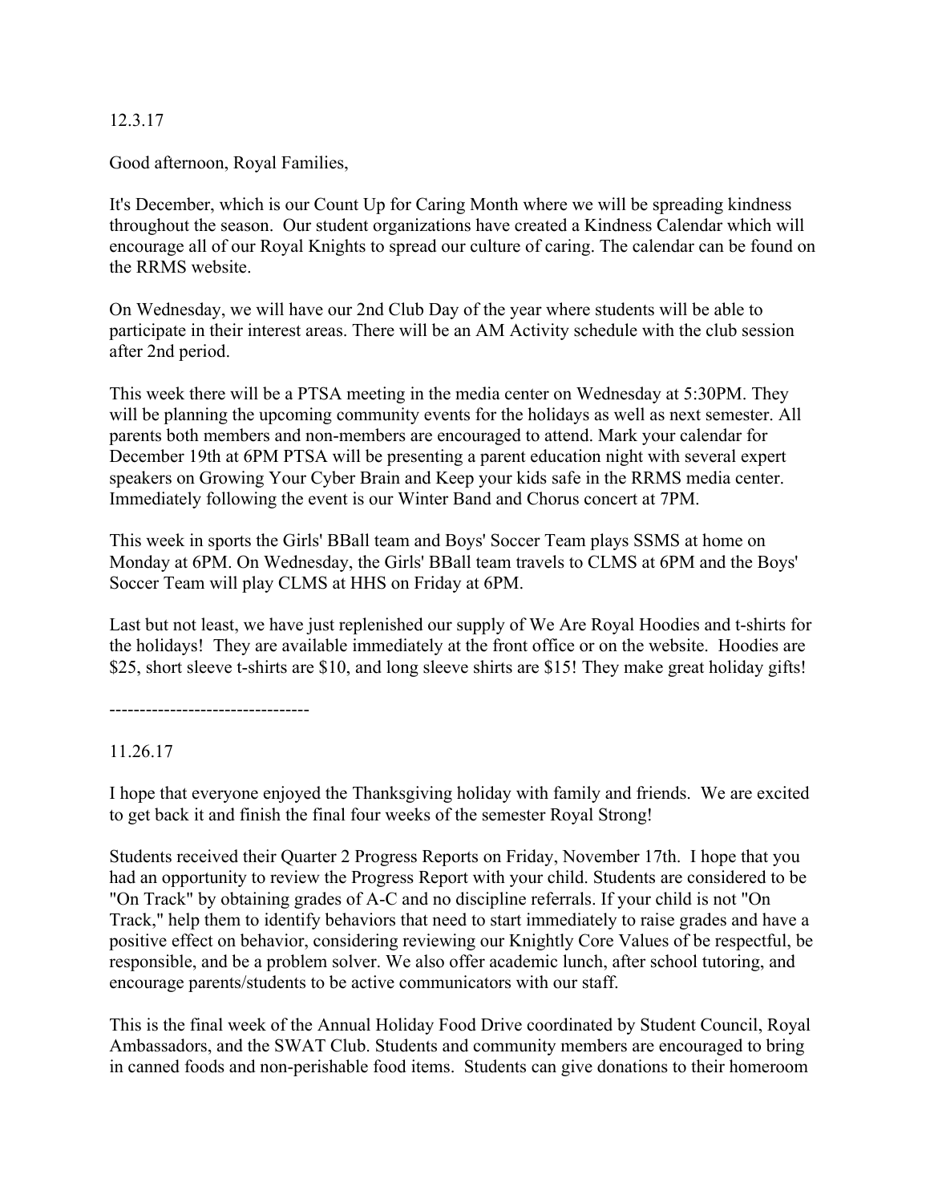12.3.17

Good afternoon, Royal Families,

It's December, which is our Count Up for Caring Month where we will be spreading kindness throughout the season. Our student organizations have created a Kindness Calendar which will encourage all of our Royal Knights to spread our culture of caring. The calendar can be found on the RRMS website.

On Wednesday, we will have our 2nd Club Day of the year where students will be able to participate in their interest areas. There will be an AM Activity schedule with the club session after 2nd period.

This week there will be a PTSA meeting in the media center on Wednesday at 5:30PM. They will be planning the upcoming community events for the holidays as well as next semester. All parents both members and non-members are encouraged to attend. Mark your calendar for December 19th at 6PM PTSA will be presenting a parent education night with several expert speakers on Growing Your Cyber Brain and Keep your kids safe in the RRMS media center. Immediately following the event is our Winter Band and Chorus concert at 7PM.

This week in sports the Girls' BBall team and Boys' Soccer Team plays SSMS at home on Monday at 6PM. On Wednesday, the Girls' BBall team travels to CLMS at 6PM and the Boys' Soccer Team will play CLMS at HHS on Friday at 6PM.

Last but not least, we have just replenished our supply of We Are Royal Hoodies and t-shirts for the holidays! They are available immediately at the front office or on the website. Hoodies are $25, short sleeve t-shirts are $10, and long sleeve shirts are $15! They make great holiday gifts!

---------------------------------

11.26.17

I hope that everyone enjoyed the Thanksgiving holiday with family and friends. We are excited to get back it and finish the final four weeks of the semester Royal Strong!

Students received their Quarter 2 Progress Reports on Friday, November 17th. I hope that you had an opportunity to review the Progress Report with your child. Students are considered to be "On Track" by obtaining grades of A-C and no discipline referrals. If your child is not "On Track," help them to identify behaviors that need to start immediately to raise grades and have a positive effect on behavior, considering reviewing our Knightly Core Values of be respectful, be responsible, and be a problem solver. We also offer academic lunch, after school tutoring, and encourage parents/students to be active communicators with our staff.

This is the final week of the Annual Holiday Food Drive coordinated by Student Council, Royal Ambassadors, and the SWAT Club. Students and community members are encouraged to bring in canned foods and non-perishable food items. Students can give donations to their homeroom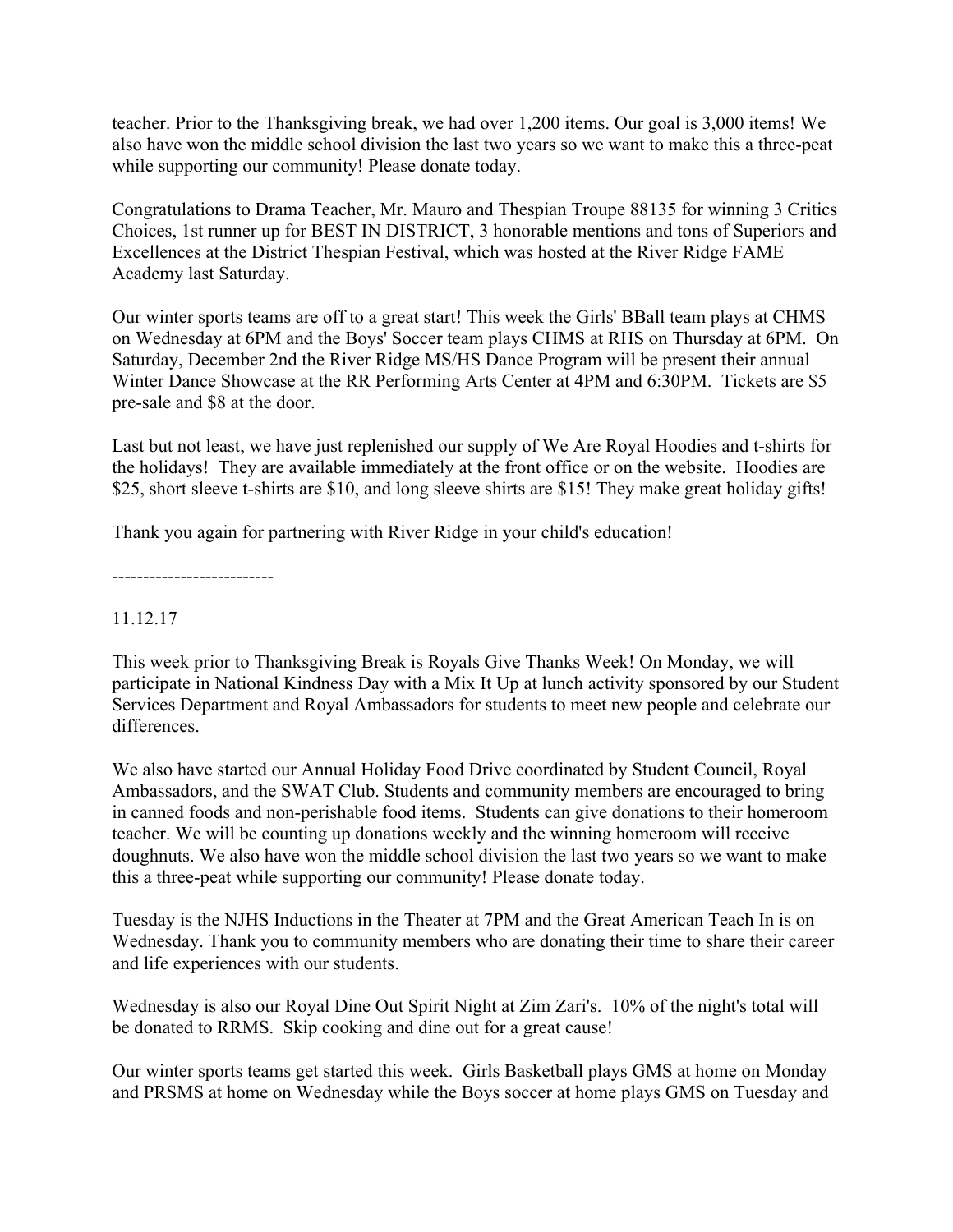teacher. Prior to the Thanksgiving break, we had over 1,200 items. Our goal is 3,000 items! We also have won the middle school division the last two years so we want to make this a three-peat while supporting our community! Please donate today.

Congratulations to Drama Teacher, Mr. Mauro and Thespian Troupe 88135 for winning 3 Critics Choices, 1st runner up for BEST IN DISTRICT, 3 honorable mentions and tons of Superiors and Excellences at the District Thespian Festival, which was hosted at the River Ridge FAME Academy last Saturday.

Our winter sports teams are off to a great start! This week the Girls' BBall team plays at CHMS on Wednesday at 6PM and the Boys' Soccer team plays CHMS at RHS on Thursday at 6PM. On Saturday, December 2nd the River Ridge MS/HS Dance Program will be present their annual Winter Dance Showcase at the RR Performing Arts Center at 4PM and 6:30PM. Tickets are $5 pre-sale and $8 at the door.

Last but not least, we have just replenished our supply of We Are Royal Hoodies and t-shirts for the holidays! They are available immediately at the front office or on the website. Hoodies are $25, short sleeve t-shirts are $10, and long sleeve shirts are $15! They make great holiday gifts!

Thank you again for partnering with River Ridge in your child's education!

--------------------------

11.12.17

This week prior to Thanksgiving Break is Royals Give Thanks Week! On Monday, we will participate in National Kindness Day with a Mix It Up at lunch activity sponsored by our Student Services Department and Royal Ambassadors for students to meet new people and celebrate our differences.

We also have started our Annual Holiday Food Drive coordinated by Student Council, Royal Ambassadors, and the SWAT Club. Students and community members are encouraged to bring in canned foods and non-perishable food items. Students can give donations to their homeroom teacher. We will be counting up donations weekly and the winning homeroom will receive doughnuts. We also have won the middle school division the last two years so we want to make this a three-peat while supporting our community! Please donate today.

Tuesday is the NJHS Inductions in the Theater at 7PM and the Great American Teach In is on Wednesday. Thank you to community members who are donating their time to share their career and life experiences with our students.

Wednesday is also our Royal Dine Out Spirit Night at Zim Zari's. 10% of the night's total will be donated to RRMS. Skip cooking and dine out for a great cause!

Our winter sports teams get started this week. Girls Basketball plays GMS at home on Monday and PRSMS at home on Wednesday while the Boys soccer at home plays GMS on Tuesday and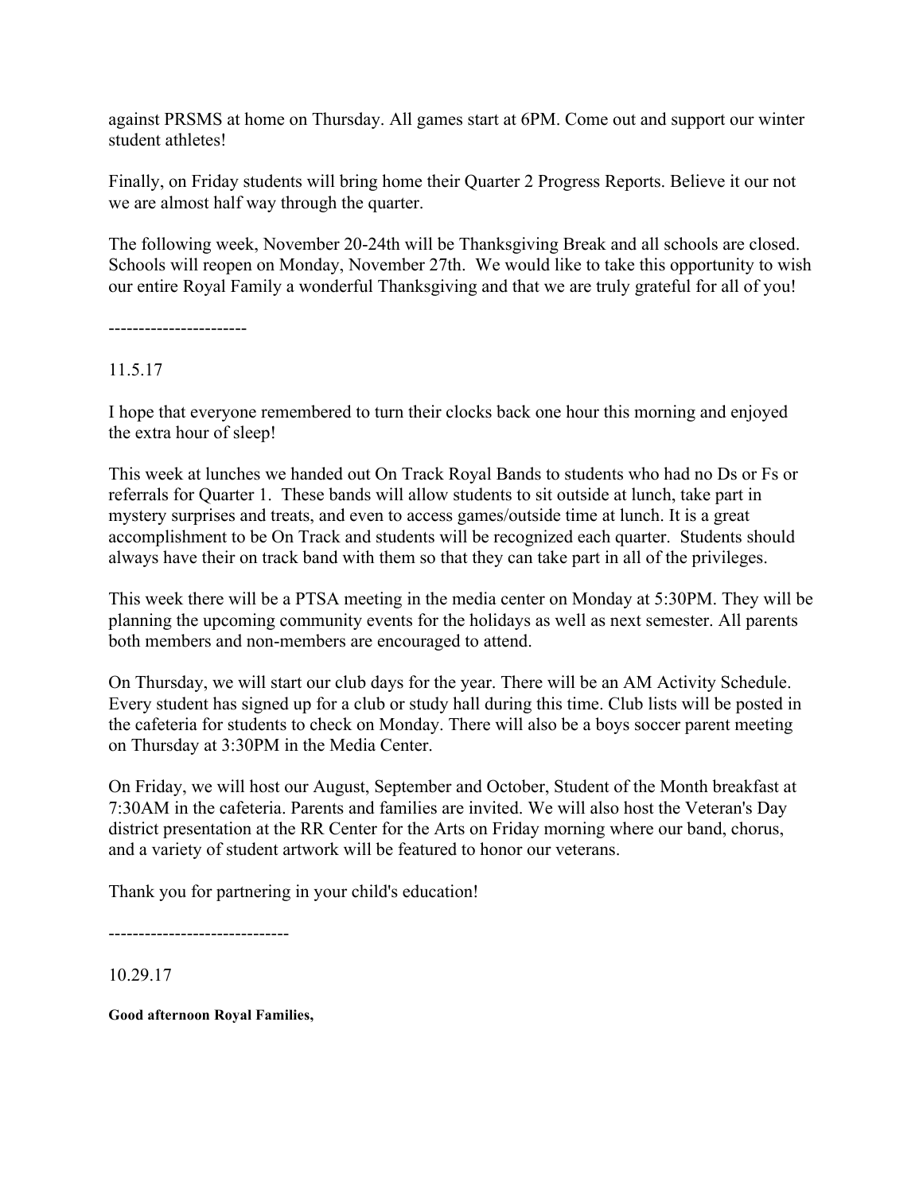against PRSMS at home on Thursday. All games start at 6PM. Come out and support our winter student athletes!

Finally, on Friday students will bring home their Quarter 2 Progress Reports. Believe it our not we are almost half way through the quarter.

The following week, November 20-24th will be Thanksgiving Break and all schools are closed. Schools will reopen on Monday, November 27th. We would like to take this opportunity to wish our entire Royal Family a wonderful Thanksgiving and that we are truly grateful for all of you!

-----------------------

11.5.17

I hope that everyone remembered to turn their clocks back one hour this morning and enjoyed the extra hour of sleep!

This week at lunches we handed out On Track Royal Bands to students who had no Ds or Fs or referrals for Quarter 1. These bands will allow students to sit outside at lunch, take part in mystery surprises and treats, and even to access games/outside time at lunch. It is a great accomplishment to be On Track and students will be recognized each quarter. Students should always have their on track band with them so that they can take part in all of the privileges.

This week there will be a PTSA meeting in the media center on Monday at 5:30PM. They will be planning the upcoming community events for the holidays as well as next semester. All parents both members and non-members are encouraged to attend.

On Thursday, we will start our club days for the year. There will be an AM Activity Schedule. Every student has signed up for a club or study hall during this time. Club lists will be posted in the cafeteria for students to check on Monday. There will also be a boys soccer parent meeting on Thursday at 3:30PM in the Media Center.

On Friday, we will host our August, September and October, Student of the Month breakfast at 7:30AM in the cafeteria. Parents and families are invited. We will also host the Veteran's Day district presentation at the RR Center for the Arts on Friday morning where our band, chorus, and a variety of student artwork will be featured to honor our veterans.

Thank you for partnering in your child's education!

------------------------------

10.29.17

**Good afternoon Royal Families,**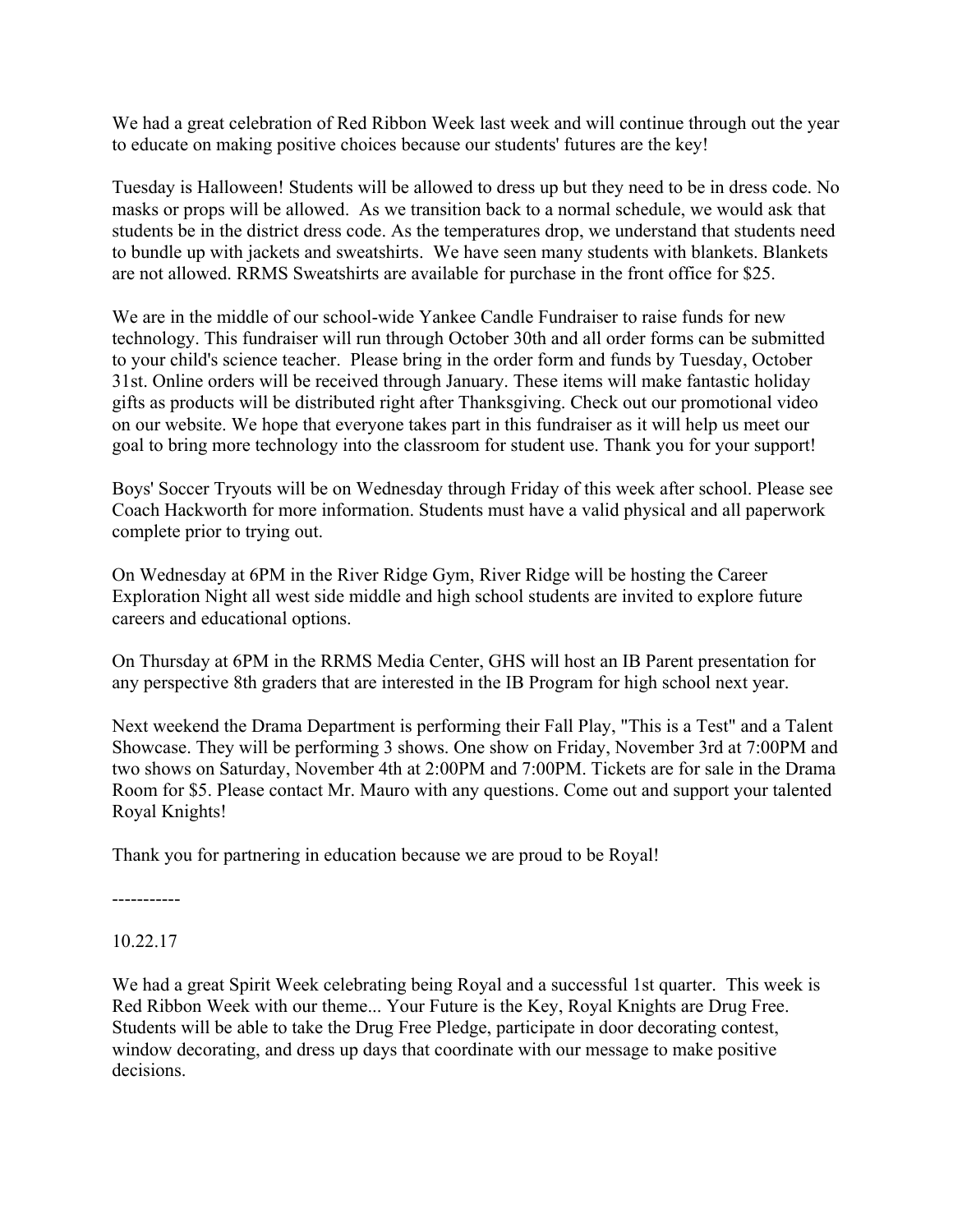We had a great celebration of Red Ribbon Week last week and will continue through out the year to educate on making positive choices because our students' futures are the key!

Tuesday is Halloween! Students will be allowed to dress up but they need to be in dress code. No masks or props will be allowed. As we transition back to a normal schedule, we would ask that students be in the district dress code. As the temperatures drop, we understand that students need to bundle up with jackets and sweatshirts. We have seen many students with blankets. Blankets are not allowed. RRMS Sweatshirts are available for purchase in the front office for $25.

We are in the middle of our school-wide Yankee Candle Fundraiser to raise funds for new technology. This fundraiser will run through October 30th and all order forms can be submitted to your child's science teacher. Please bring in the order form and funds by Tuesday, October 31st. Online orders will be received through January. These items will make fantastic holiday gifts as products will be distributed right after Thanksgiving. Check out our promotional video on our website. We hope that everyone takes part in this fundraiser as it will help us meet our goal to bring more technology into the classroom for student use. Thank you for your support!

Boys' Soccer Tryouts will be on Wednesday through Friday of this week after school. Please see Coach Hackworth for more information. Students must have a valid physical and all paperwork complete prior to trying out.

On Wednesday at 6PM in the River Ridge Gym, River Ridge will be hosting the Career Exploration Night all west side middle and high school students are invited to explore future careers and educational options.

On Thursday at 6PM in the RRMS Media Center, GHS will host an IB Parent presentation for any perspective 8th graders that are interested in the IB Program for high school next year.

Next weekend the Drama Department is performing their Fall Play, "This is a Test" and a Talent Showcase. They will be performing 3 shows. One show on Friday, November 3rd at 7:00PM and two shows on Saturday, November 4th at 2:00PM and 7:00PM. Tickets are for sale in the Drama Room for $5. Please contact Mr. Mauro with any questions. Come out and support your talented Royal Knights!

Thank you for partnering in education because we are proud to be Royal!

-----------

10.22.17

We had a great Spirit Week celebrating being Royal and a successful 1st quarter. This week is Red Ribbon Week with our theme... Your Future is the Key, Royal Knights are Drug Free. Students will be able to take the Drug Free Pledge, participate in door decorating contest, window decorating, and dress up days that coordinate with our message to make positive decisions.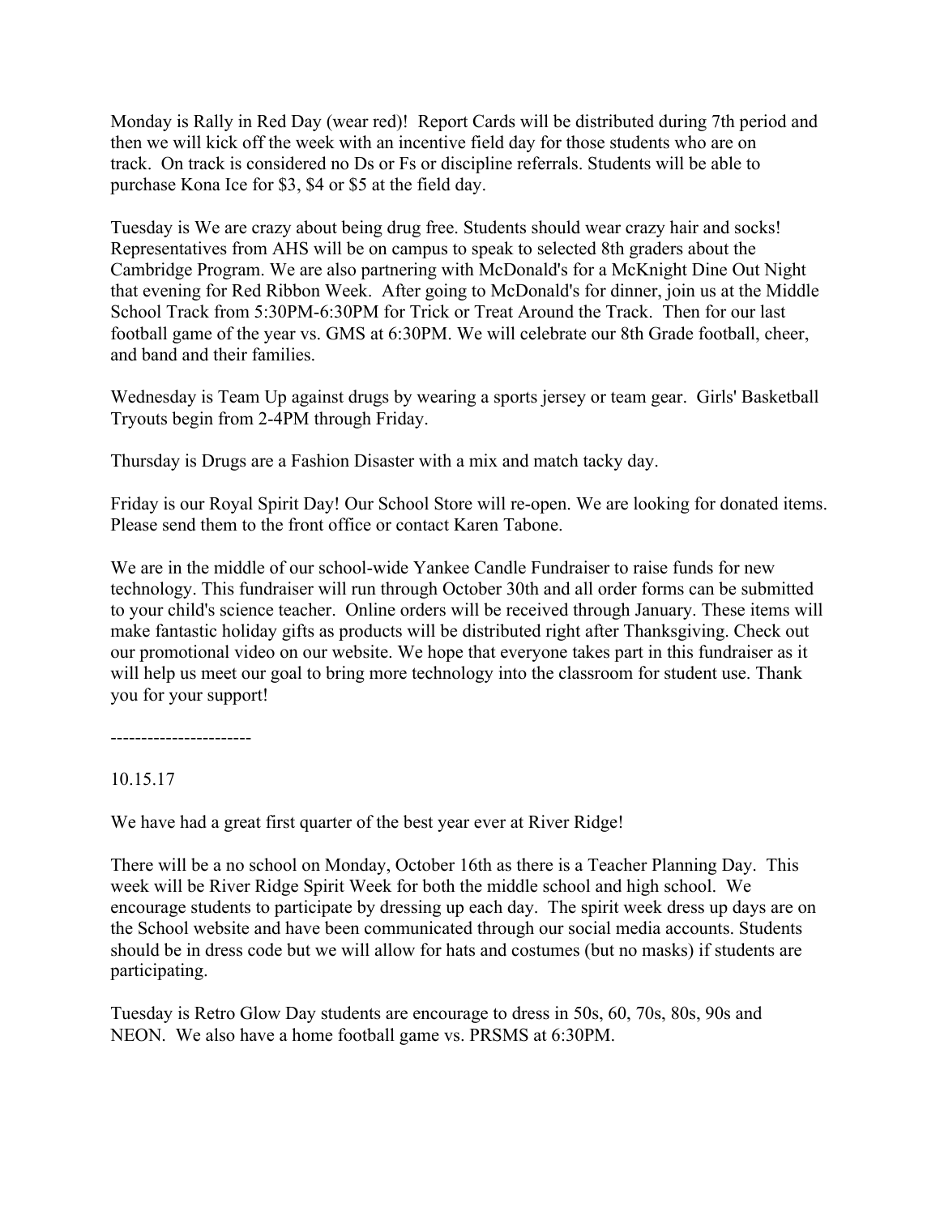Monday is Rally in Red Day (wear red)! Report Cards will be distributed during 7th period and then we will kick off the week with an incentive field day for those students who are on track. On track is considered no Ds or Fs or discipline referrals. Students will be able to purchase Kona Ice for $3, $4 or $5 at the field day.

Tuesday is We are crazy about being drug free. Students should wear crazy hair and socks! Representatives from AHS will be on campus to speak to selected 8th graders about the Cambridge Program. We are also partnering with McDonald's for a McKnight Dine Out Night that evening for Red Ribbon Week. After going to McDonald's for dinner, join us at the Middle School Track from 5:30PM-6:30PM for Trick or Treat Around the Track. Then for our last football game of the year vs. GMS at 6:30PM. We will celebrate our 8th Grade football, cheer, and band and their families.

Wednesday is Team Up against drugs by wearing a sports jersey or team gear. Girls' Basketball Tryouts begin from 2-4PM through Friday.

Thursday is Drugs are a Fashion Disaster with a mix and match tacky day.

Friday is our Royal Spirit Day! Our School Store will re-open. We are looking for donated items. Please send them to the front office or contact Karen Tabone.

We are in the middle of our school-wide Yankee Candle Fundraiser to raise funds for new technology. This fundraiser will run through October 30th and all order forms can be submitted to your child's science teacher. Online orders will be received through January. These items will make fantastic holiday gifts as products will be distributed right after Thanksgiving. Check out our promotional video on our website. We hope that everyone takes part in this fundraiser as it will help us meet our goal to bring more technology into the classroom for student use. Thank you for your support!

-----------------------

10.15.17

We have had a great first quarter of the best year ever at River Ridge!

There will be a no school on Monday, October 16th as there is a Teacher Planning Day. This week will be River Ridge Spirit Week for both the middle school and high school. We encourage students to participate by dressing up each day. The spirit week dress up days are on the School website and have been communicated through our social media accounts. Students should be in dress code but we will allow for hats and costumes (but no masks) if students are participating.

Tuesday is Retro Glow Day students are encourage to dress in 50s, 60, 70s, 80s, 90s and NEON. We also have a home football game vs. PRSMS at 6:30PM.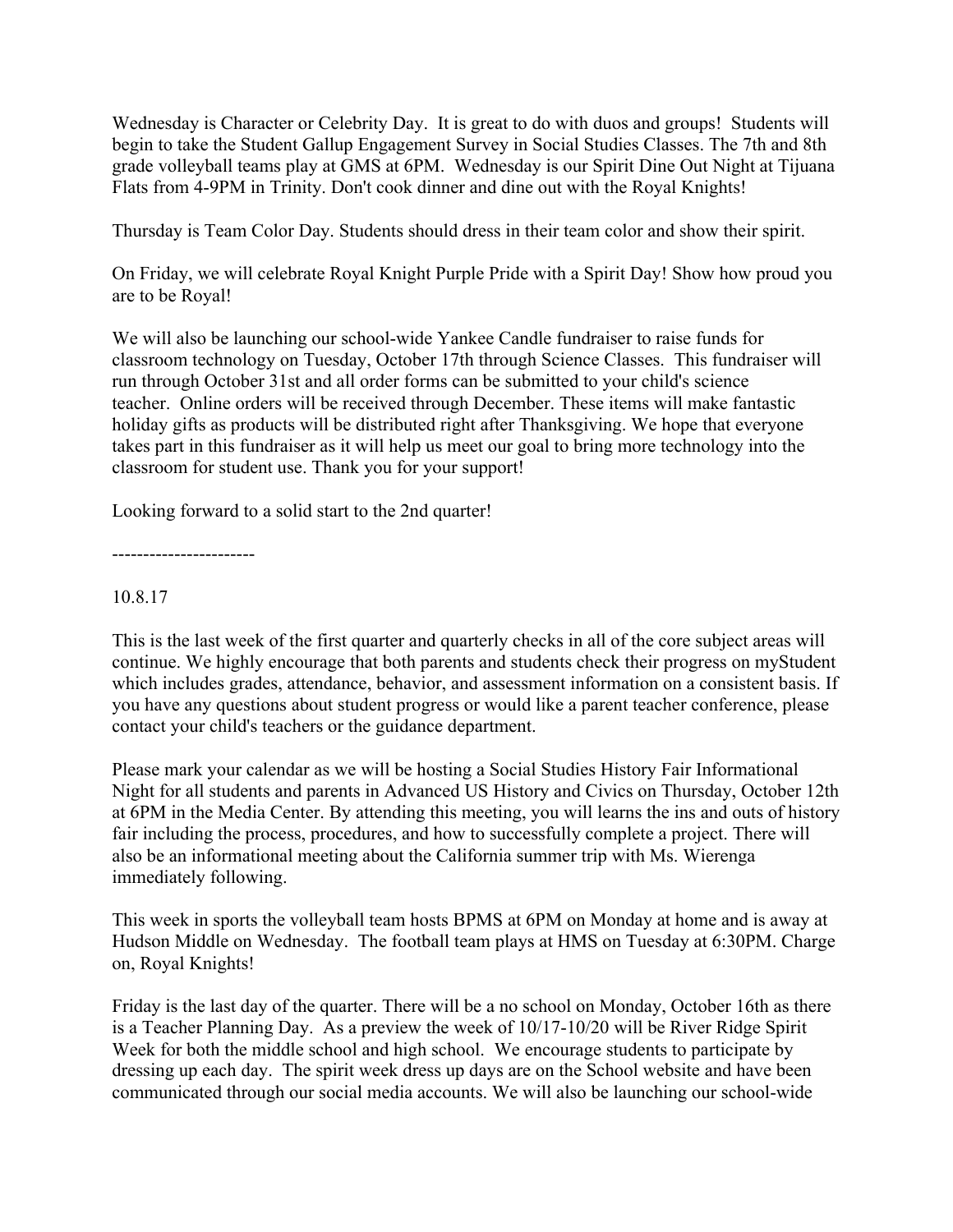Wednesday is Character or Celebrity Day. It is great to do with duos and groups! Students will begin to take the Student Gallup Engagement Survey in Social Studies Classes. The 7th and 8th grade volleyball teams play at GMS at 6PM. Wednesday is our Spirit Dine Out Night at Tijuana Flats from 4-9PM in Trinity. Don't cook dinner and dine out with the Royal Knights!

Thursday is Team Color Day. Students should dress in their team color and show their spirit.

On Friday, we will celebrate Royal Knight Purple Pride with a Spirit Day! Show how proud you are to be Royal!

We will also be launching our school-wide Yankee Candle fundraiser to raise funds for classroom technology on Tuesday, October 17th through Science Classes. This fundraiser will run through October 31st and all order forms can be submitted to your child's science teacher. Online orders will be received through December. These items will make fantastic holiday gifts as products will be distributed right after Thanksgiving. We hope that everyone takes part in this fundraiser as it will help us meet our goal to bring more technology into the classroom for student use. Thank you for your support!

Looking forward to a solid start to the 2nd quarter!

-----------------------

10.8.17

This is the last week of the first quarter and quarterly checks in all of the core subject areas will continue. We highly encourage that both parents and students check their progress on myStudent which includes grades, attendance, behavior, and assessment information on a consistent basis. If you have any questions about student progress or would like a parent teacher conference, please contact your child's teachers or the guidance department.

Please mark your calendar as we will be hosting a Social Studies History Fair Informational Night for all students and parents in Advanced US History and Civics on Thursday, October 12th at 6PM in the Media Center. By attending this meeting, you will learns the ins and outs of history fair including the process, procedures, and how to successfully complete a project. There will also be an informational meeting about the California summer trip with Ms. Wierenga immediately following.

This week in sports the volleyball team hosts BPMS at 6PM on Monday at home and is away at Hudson Middle on Wednesday. The football team plays at HMS on Tuesday at 6:30PM. Charge on, Royal Knights!

Friday is the last day of the quarter. There will be a no school on Monday, October 16th as there is a Teacher Planning Day. As a preview the week of 10/17-10/20 will be River Ridge Spirit Week for both the middle school and high school. We encourage students to participate by dressing up each day. The spirit week dress up days are on the School website and have been communicated through our social media accounts. We will also be launching our school-wide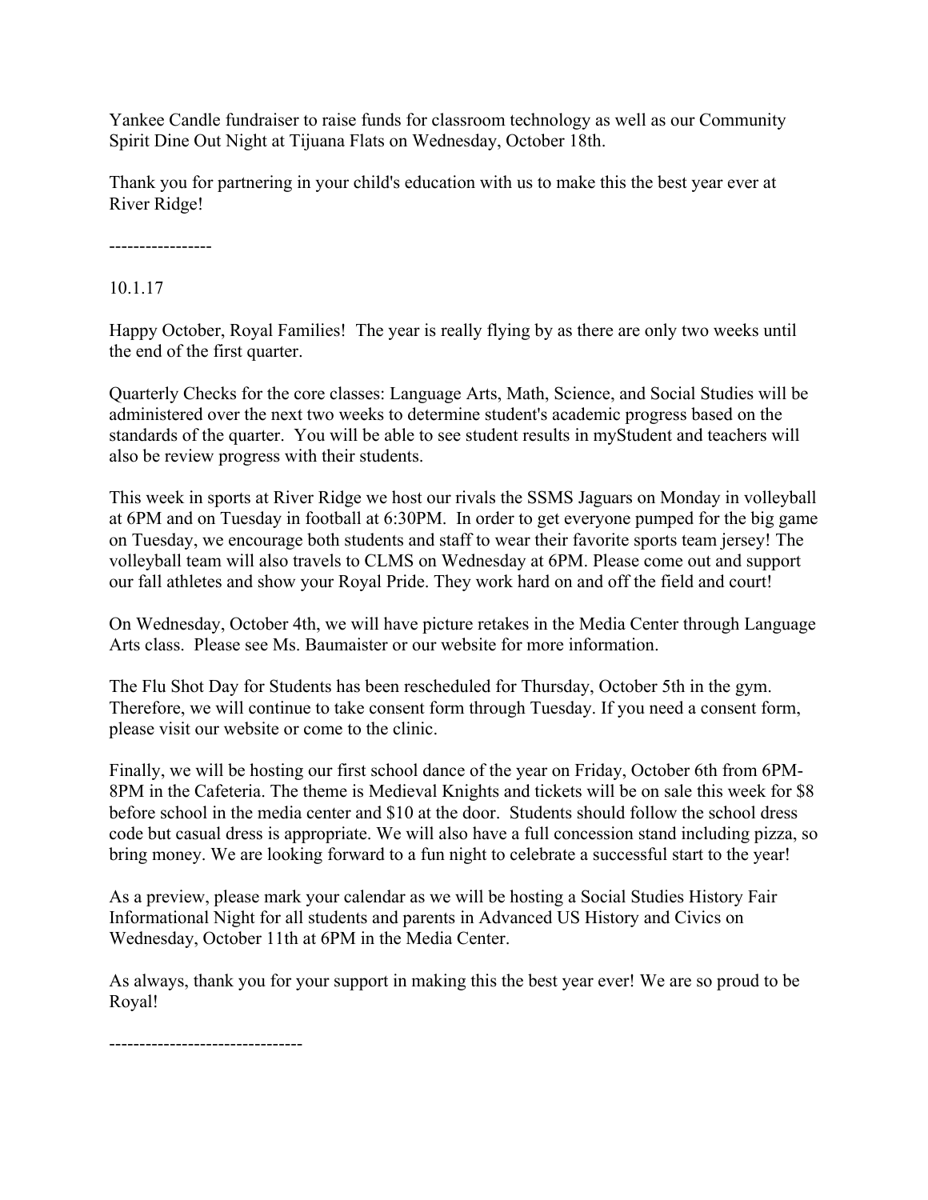Yankee Candle fundraiser to raise funds for classroom technology as well as our Community Spirit Dine Out Night at Tijuana Flats on Wednesday, October 18th.

Thank you for partnering in your child's education with us to make this the best year ever at River Ridge!

-----------------

10.1.17

Happy October, Royal Families!  The year is really flying by as there are only two weeks until the end of the first quarter.

Quarterly Checks for the core classes: Language Arts, Math, Science, and Social Studies will be administered over the next two weeks to determine student's academic progress based on the standards of the quarter.  You will be able to see student results in myStudent and teachers will also be review progress with their students.

This week in sports at River Ridge we host our rivals the SSMS Jaguars on Monday in volleyball at 6PM and on Tuesday in football at 6:30PM.  In order to get everyone pumped for the big game on Tuesday, we encourage both students and staff to wear their favorite sports team jersey! The volleyball team will also travels to CLMS on Wednesday at 6PM. Please come out and support our fall athletes and show your Royal Pride. They work hard on and off the field and court!

On Wednesday, October 4th, we will have picture retakes in the Media Center through Language Arts class.  Please see Ms. Baumaister or our website for more information.

The Flu Shot Day for Students has been rescheduled for Thursday, October 5th in the gym. Therefore, we will continue to take consent form through Tuesday. If you need a consent form, please visit our website or come to the clinic.

Finally, we will be hosting our first school dance of the year on Friday, October 6th from 6PM-8PM in the Cafeteria. The theme is Medieval Knights and tickets will be on sale this week for $8 before school in the media center and $10 at the door.  Students should follow the school dress code but casual dress is appropriate. We will also have a full concession stand including pizza, so bring money. We are looking forward to a fun night to celebrate a successful start to the year!

As a preview, please mark your calendar as we will be hosting a Social Studies History Fair Informational Night for all students and parents in Advanced US History and Civics on Wednesday, October 11th at 6PM in the Media Center.

As always, thank you for your support in making this the best year ever! We are so proud to be Royal!

--------------------------------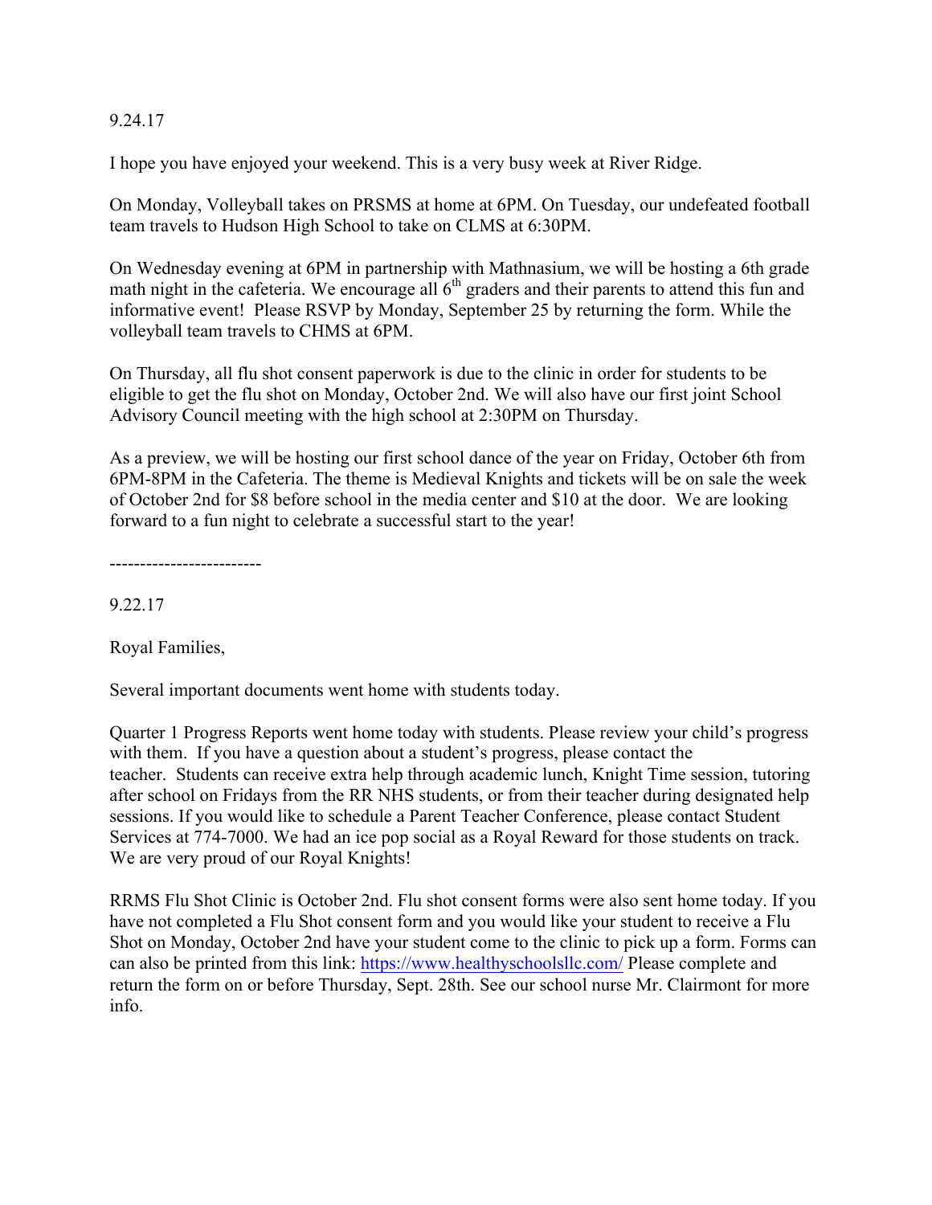9.24.17

I hope you have enjoyed your weekend. This is a very busy week at River Ridge.

On Monday, Volleyball takes on PRSMS at home at 6PM. On Tuesday, our undefeated football team travels to Hudson High School to take on CLMS at 6:30PM.

On Wednesday evening at 6PM in partnership with Mathnasium, we will be hosting a 6th grade math night in the cafeteria. We encourage all 6th graders and their parents to attend this fun and informative event!  Please RSVP by Monday, September 25 by returning the form. While the volleyball team travels to CHMS at 6PM.

On Thursday, all flu shot consent paperwork is due to the clinic in order for students to be eligible to get the flu shot on Monday, October 2nd. We will also have our first joint School Advisory Council meeting with the high school at 2:30PM on Thursday.

As a preview, we will be hosting our first school dance of the year on Friday, October 6th from 6PM-8PM in the Cafeteria. The theme is Medieval Knights and tickets will be on sale the week of October 2nd for $8 before school in the media center and $10 at the door.  We are looking forward to a fun night to celebrate a successful start to the year!

-------------------------

9.22.17

Royal Families,

Several important documents went home with students today.

Quarter 1 Progress Reports went home today with students. Please review your child's progress with them.  If you have a question about a student's progress, please contact the teacher.  Students can receive extra help through academic lunch, Knight Time session, tutoring after school on Fridays from the RR NHS students, or from their teacher during designated help sessions. If you would like to schedule a Parent Teacher Conference, please contact Student Services at 774-7000. We had an ice pop social as a Royal Reward for those students on track. We are very proud of our Royal Knights!

RRMS Flu Shot Clinic is October 2nd. Flu shot consent forms were also sent home today. If you have not completed a Flu Shot consent form and you would like your student to receive a Flu Shot on Monday, October 2nd have your student come to the clinic to pick up a form. Forms can can also be printed from this link: https://www.healthyschoolsllc.com/ Please complete and return the form on or before Thursday, Sept. 28th. See our school nurse Mr. Clairmont for more info.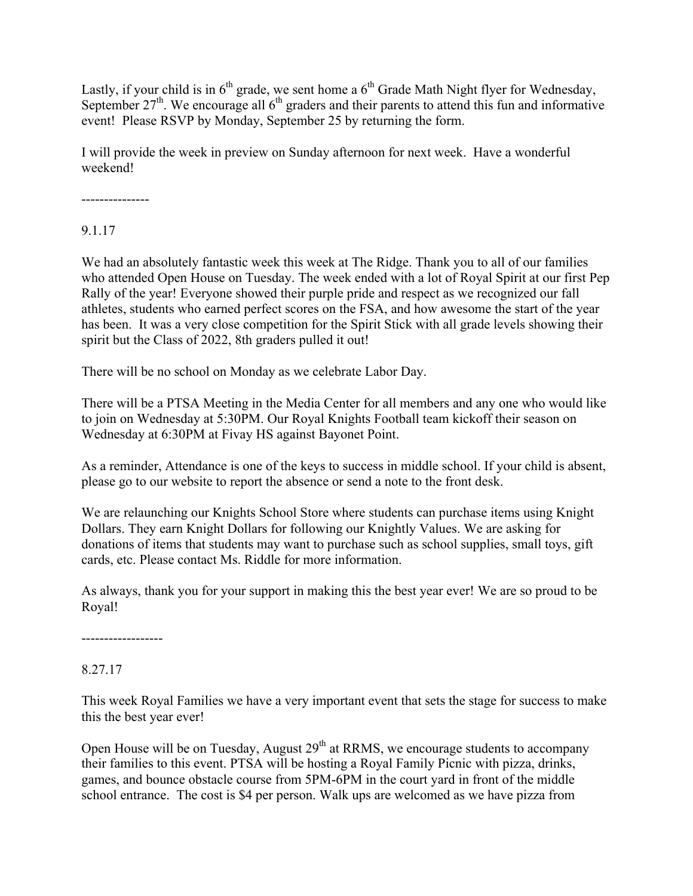Lastly, if your child is in 6th grade, we sent home a 6th Grade Math Night flyer for Wednesday, September 27th. We encourage all 6th graders and their parents to attend this fun and informative event! Please RSVP by Monday, September 25 by returning the form.

I will provide the week in preview on Sunday afternoon for next week. Have a wonderful weekend!

---------------

9.1.17

We had an absolutely fantastic week this week at The Ridge. Thank you to all of our families who attended Open House on Tuesday. The week ended with a lot of Royal Spirit at our first Pep Rally of the year! Everyone showed their purple pride and respect as we recognized our fall athletes, students who earned perfect scores on the FSA, and how awesome the start of the year has been. It was a very close competition for the Spirit Stick with all grade levels showing their spirit but the Class of 2022, 8th graders pulled it out!

There will be no school on Monday as we celebrate Labor Day.

There will be a PTSA Meeting in the Media Center for all members and any one who would like to join on Wednesday at 5:30PM. Our Royal Knights Football team kickoff their season on Wednesday at 6:30PM at Fivay HS against Bayonet Point.

As a reminder, Attendance is one of the keys to success in middle school. If your child is absent, please go to our website to report the absence or send a note to the front desk.

We are relaunching our Knights School Store where students can purchase items using Knight Dollars. They earn Knight Dollars for following our Knightly Values. We are asking for donations of items that students may want to purchase such as school supplies, small toys, gift cards, etc. Please contact Ms. Riddle for more information.

As always, thank you for your support in making this the best year ever! We are so proud to be Royal!

------------------

8.27.17

This week Royal Families we have a very important event that sets the stage for success to make this the best year ever!

Open House will be on Tuesday, August 29th at RRMS, we encourage students to accompany their families to this event. PTSA will be hosting a Royal Family Picnic with pizza, drinks, games, and bounce obstacle course from 5PM-6PM in the court yard in front of the middle school entrance. The cost is $4 per person. Walk ups are welcomed as we have pizza from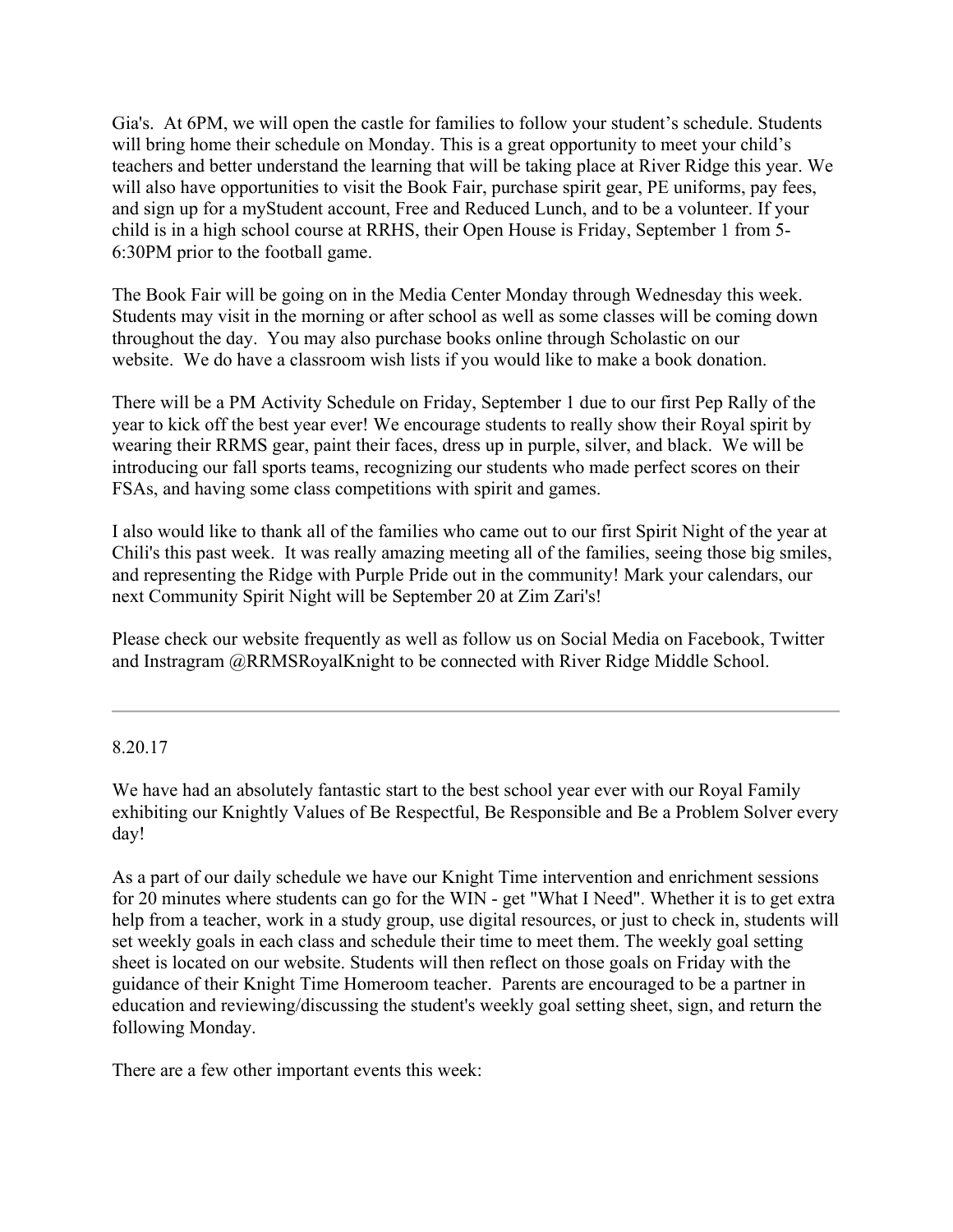Gia's.  At 6PM, we will open the castle for families to follow your student's schedule. Students will bring home their schedule on Monday. This is a great opportunity to meet your child's teachers and better understand the learning that will be taking place at River Ridge this year. We will also have opportunities to visit the Book Fair, purchase spirit gear, PE uniforms, pay fees, and sign up for a myStudent account, Free and Reduced Lunch, and to be a volunteer. If your child is in a high school course at RRHS, their Open House is Friday, September 1 from 5-6:30PM prior to the football game.

The Book Fair will be going on in the Media Center Monday through Wednesday this week. Students may visit in the morning or after school as well as some classes will be coming down throughout the day.  You may also purchase books online through Scholastic on our website.  We do have a classroom wish lists if you would like to make a book donation.

There will be a PM Activity Schedule on Friday, September 1 due to our first Pep Rally of the year to kick off the best year ever! We encourage students to really show their Royal spirit by wearing their RRMS gear, paint their faces, dress up in purple, silver, and black.  We will be introducing our fall sports teams, recognizing our students who made perfect scores on their FSAs, and having some class competitions with spirit and games.

I also would like to thank all of the families who came out to our first Spirit Night of the year at Chili's this past week.  It was really amazing meeting all of the families, seeing those big smiles, and representing the Ridge with Purple Pride out in the community! Mark your calendars, our next Community Spirit Night will be September 20 at Zim Zari's!

Please check our website frequently as well as follow us on Social Media on Facebook, Twitter and Instragram @RRMSRoyalKnight to be connected with River Ridge Middle School.

---

8.20.17

We have had an absolutely fantastic start to the best school year ever with our Royal Family exhibiting our Knightly Values of Be Respectful, Be Responsible and Be a Problem Solver every day!

As a part of our daily schedule we have our Knight Time intervention and enrichment sessions for 20 minutes where students can go for the WIN - get "What I Need". Whether it is to get extra help from a teacher, work in a study group, use digital resources, or just to check in, students will set weekly goals in each class and schedule their time to meet them. The weekly goal setting sheet is located on our website. Students will then reflect on those goals on Friday with the guidance of their Knight Time Homeroom teacher.  Parents are encouraged to be a partner in education and reviewing/discussing the student's weekly goal setting sheet, sign, and return the following Monday.

There are a few other important events this week: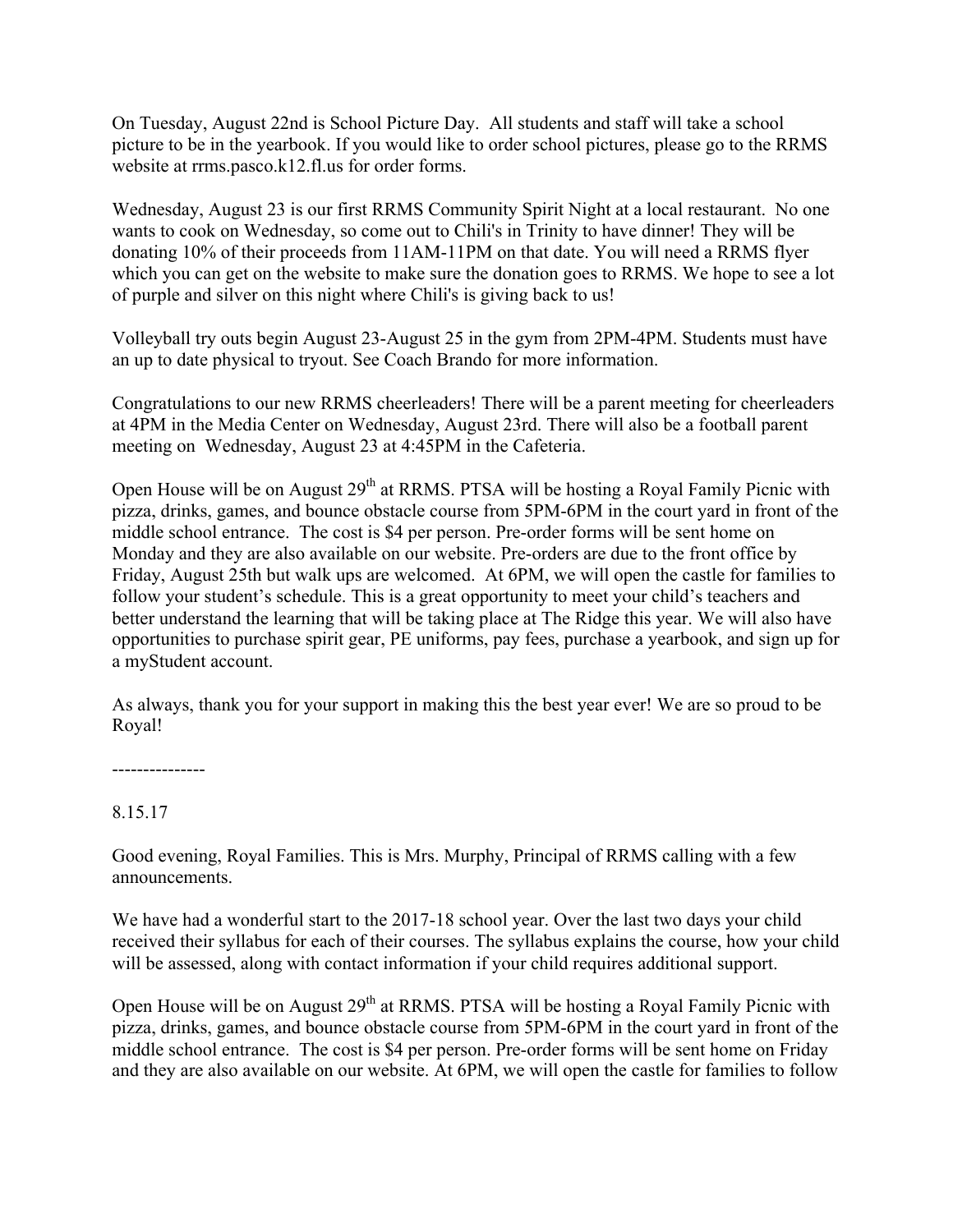On Tuesday, August 22nd is School Picture Day. All students and staff will take a school picture to be in the yearbook. If you would like to order school pictures, please go to the RRMS website at rrms.pasco.k12.fl.us for order forms.

Wednesday, August 23 is our first RRMS Community Spirit Night at a local restaurant. No one wants to cook on Wednesday, so come out to Chili's in Trinity to have dinner! They will be donating 10% of their proceeds from 11AM-11PM on that date. You will need a RRMS flyer which you can get on the website to make sure the donation goes to RRMS. We hope to see a lot of purple and silver on this night where Chili's is giving back to us!

Volleyball try outs begin August 23-August 25 in the gym from 2PM-4PM. Students must have an up to date physical to tryout. See Coach Brando for more information.

Congratulations to our new RRMS cheerleaders! There will be a parent meeting for cheerleaders at 4PM in the Media Center on Wednesday, August 23rd. There will also be a football parent meeting on Wednesday, August 23 at 4:45PM in the Cafeteria.

Open House will be on August 29th at RRMS. PTSA will be hosting a Royal Family Picnic with pizza, drinks, games, and bounce obstacle course from 5PM-6PM in the court yard in front of the middle school entrance. The cost is $4 per person. Pre-order forms will be sent home on Monday and they are also available on our website. Pre-orders are due to the front office by Friday, August 25th but walk ups are welcomed. At 6PM, we will open the castle for families to follow your student's schedule. This is a great opportunity to meet your child's teachers and better understand the learning that will be taking place at The Ridge this year. We will also have opportunities to purchase spirit gear, PE uniforms, pay fees, purchase a yearbook, and sign up for a myStudent account.

As always, thank you for your support in making this the best year ever! We are so proud to be Royal!

---------------

8.15.17

Good evening, Royal Families. This is Mrs. Murphy, Principal of RRMS calling with a few announcements.

We have had a wonderful start to the 2017-18 school year. Over the last two days your child received their syllabus for each of their courses. The syllabus explains the course, how your child will be assessed, along with contact information if your child requires additional support.

Open House will be on August 29th at RRMS. PTSA will be hosting a Royal Family Picnic with pizza, drinks, games, and bounce obstacle course from 5PM-6PM in the court yard in front of the middle school entrance. The cost is $4 per person. Pre-order forms will be sent home on Friday and they are also available on our website. At 6PM, we will open the castle for families to follow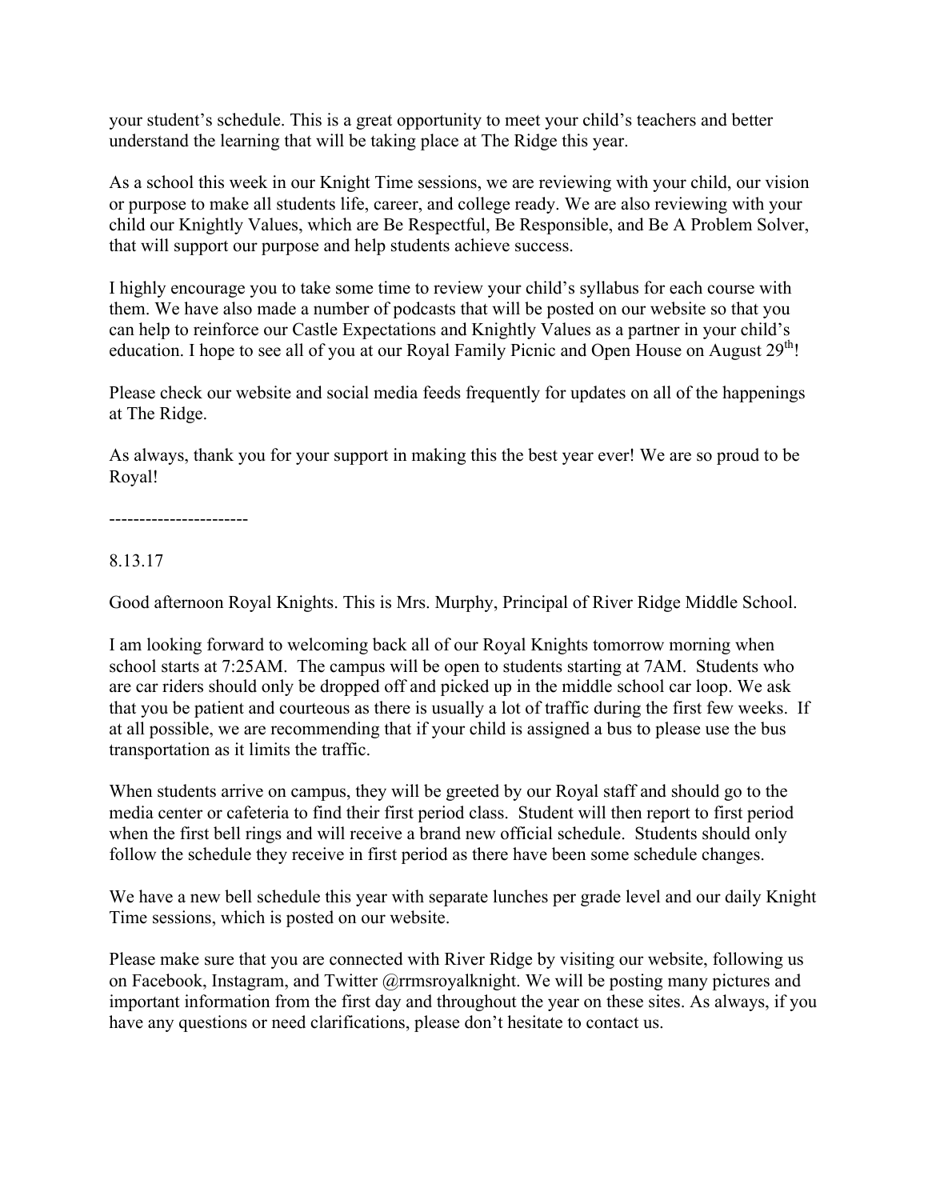your student's schedule. This is a great opportunity to meet your child's teachers and better understand the learning that will be taking place at The Ridge this year.

As a school this week in our Knight Time sessions, we are reviewing with your child, our vision or purpose to make all students life, career, and college ready. We are also reviewing with your child our Knightly Values, which are Be Respectful, Be Responsible, and Be A Problem Solver, that will support our purpose and help students achieve success.

I highly encourage you to take some time to review your child's syllabus for each course with them. We have also made a number of podcasts that will be posted on our website so that you can help to reinforce our Castle Expectations and Knightly Values as a partner in your child's education. I hope to see all of you at our Royal Family Picnic and Open House on August 29th!

Please check our website and social media feeds frequently for updates on all of the happenings at The Ridge.

As always, thank you for your support in making this the best year ever! We are so proud to be Royal!

-----------------------

8.13.17

Good afternoon Royal Knights. This is Mrs. Murphy, Principal of River Ridge Middle School.

I am looking forward to welcoming back all of our Royal Knights tomorrow morning when school starts at 7:25AM. The campus will be open to students starting at 7AM. Students who are car riders should only be dropped off and picked up in the middle school car loop. We ask that you be patient and courteous as there is usually a lot of traffic during the first few weeks. If at all possible, we are recommending that if your child is assigned a bus to please use the bus transportation as it limits the traffic.

When students arrive on campus, they will be greeted by our Royal staff and should go to the media center or cafeteria to find their first period class. Student will then report to first period when the first bell rings and will receive a brand new official schedule. Students should only follow the schedule they receive in first period as there have been some schedule changes.

We have a new bell schedule this year with separate lunches per grade level and our daily Knight Time sessions, which is posted on our website.

Please make sure that you are connected with River Ridge by visiting our website, following us on Facebook, Instagram, and Twitter @rrmsroyalknight. We will be posting many pictures and important information from the first day and throughout the year on these sites. As always, if you have any questions or need clarifications, please don't hesitate to contact us.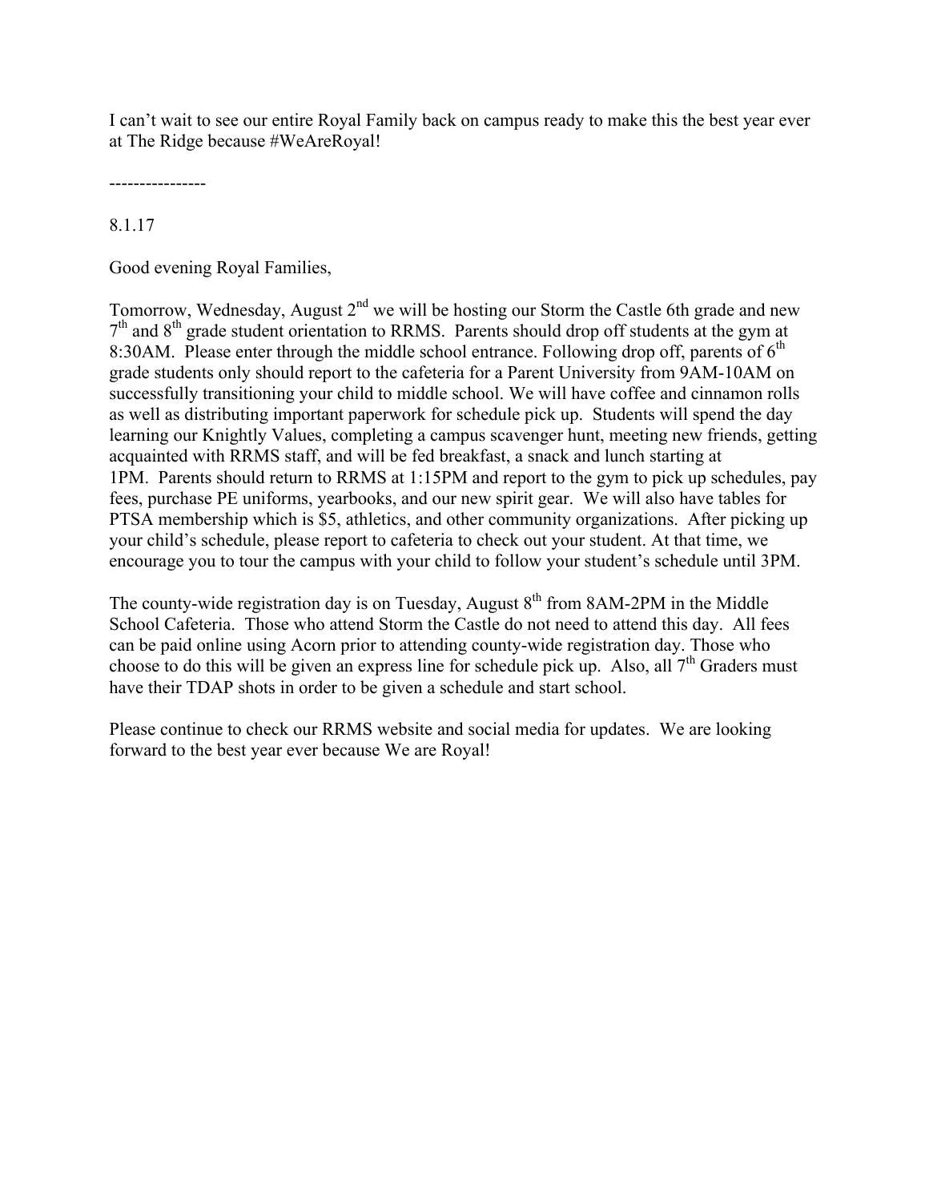I can't wait to see our entire Royal Family back on campus ready to make this the best year ever at The Ridge because #WeAreRoyal!

----------------

8.1.17

Good evening Royal Families,

Tomorrow, Wednesday, August 2nd we will be hosting our Storm the Castle 6th grade and new 7th and 8th grade student orientation to RRMS. Parents should drop off students at the gym at 8:30AM. Please enter through the middle school entrance. Following drop off, parents of 6th grade students only should report to the cafeteria for a Parent University from 9AM-10AM on successfully transitioning your child to middle school. We will have coffee and cinnamon rolls as well as distributing important paperwork for schedule pick up. Students will spend the day learning our Knightly Values, completing a campus scavenger hunt, meeting new friends, getting acquainted with RRMS staff, and will be fed breakfast, a snack and lunch starting at 1PM. Parents should return to RRMS at 1:15PM and report to the gym to pick up schedules, pay fees, purchase PE uniforms, yearbooks, and our new spirit gear. We will also have tables for PTSA membership which is $5, athletics, and other community organizations. After picking up your child's schedule, please report to cafeteria to check out your student. At that time, we encourage you to tour the campus with your child to follow your student's schedule until 3PM.

The county-wide registration day is on Tuesday, August 8th from 8AM-2PM in the Middle School Cafeteria. Those who attend Storm the Castle do not need to attend this day. All fees can be paid online using Acorn prior to attending county-wide registration day. Those who choose to do this will be given an express line for schedule pick up. Also, all 7th Graders must have their TDAP shots in order to be given a schedule and start school.

Please continue to check our RRMS website and social media for updates. We are looking forward to the best year ever because We are Royal!